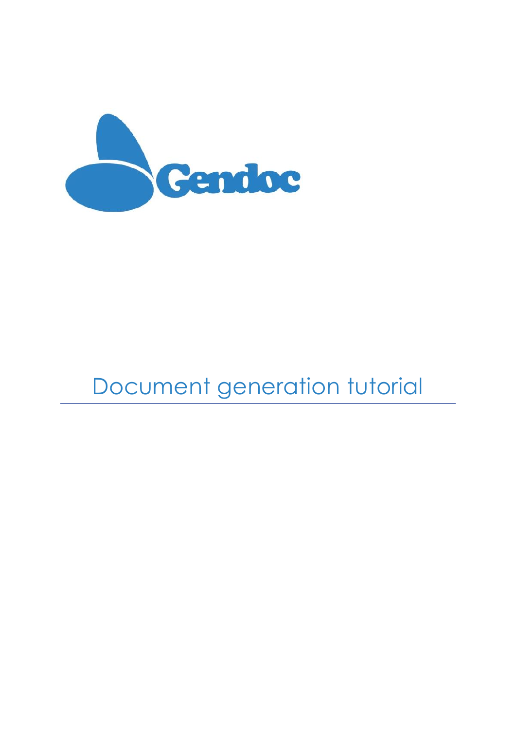Gendoc

# Document generation tutorial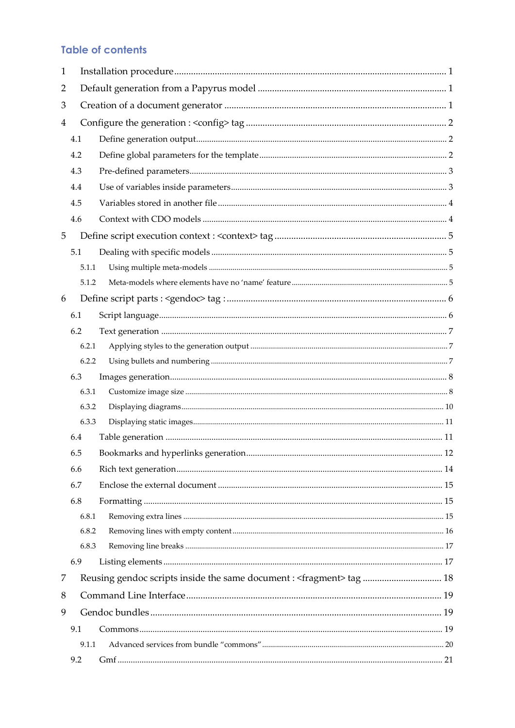## Table of contents

1 Installation procedure ........ 1

2 Default generation from a Papyrus model ........ 1

3 Creation of a document generator ........ 1

4 Configure the generation : <config> tag ........ 2

- 4.1 Define generation output ........ 2
- 4.2 Define global parameters for the template ........ 2
- 4.3 Pre-defined parameters ........ 3
- 4.4 Use of variables inside parameters ........ 3
- 4.5 Variables stored in another file ........ 4
- 4.6 Context with CDO models ........ 4

5 Define script execution context : <context> tag ........ 5

- 5.1 Dealing with specific models ........ 5
  - 5.1.1 Using multiple meta-models ........ 5
  - 5.1.2 Meta-models where elements have no 'name' feature ........ 5

6 Define script parts : <gendoc> tag : ........ 6

- 6.1 Script language ........ 6
- 6.2 Text generation ........ 7
  - 6.2.1 Applying styles to the generation output ........ 7
  - 6.2.2 Using bullets and numbering ........ 7
- 6.3 Images generation ........ 8
  - 6.3.1 Customize image size ........ 8
  - 6.3.2 Displaying diagrams ........ 10
  - 6.3.3 Displaying static images ........ 11
- 6.4 Table generation ........ 11
- 6.5 Bookmarks and hyperlinks generation ........ 12
- 6.6 Rich text generation ........ 14
- 6.7 Enclose the external document ........ 15
- 6.8 Formatting ........ 15
  - 6.8.1 Removing extra lines ........ 15
  - 6.8.2 Removing lines with empty content ........ 16
  - 6.8.3 Removing line breaks ........ 17
- 6.9 Listing elements ........ 17

7 Reusing gendoc scripts inside the same document : <fragment> tag ........ 18

8 Command Line Interface ........ 19

9 Gendoc bundles ........ 19

- 9.1 Commons ........ 19
  - 9.1.1 Advanced services from bundle "commons" ........ 20
- 9.2 Gmf ........ 21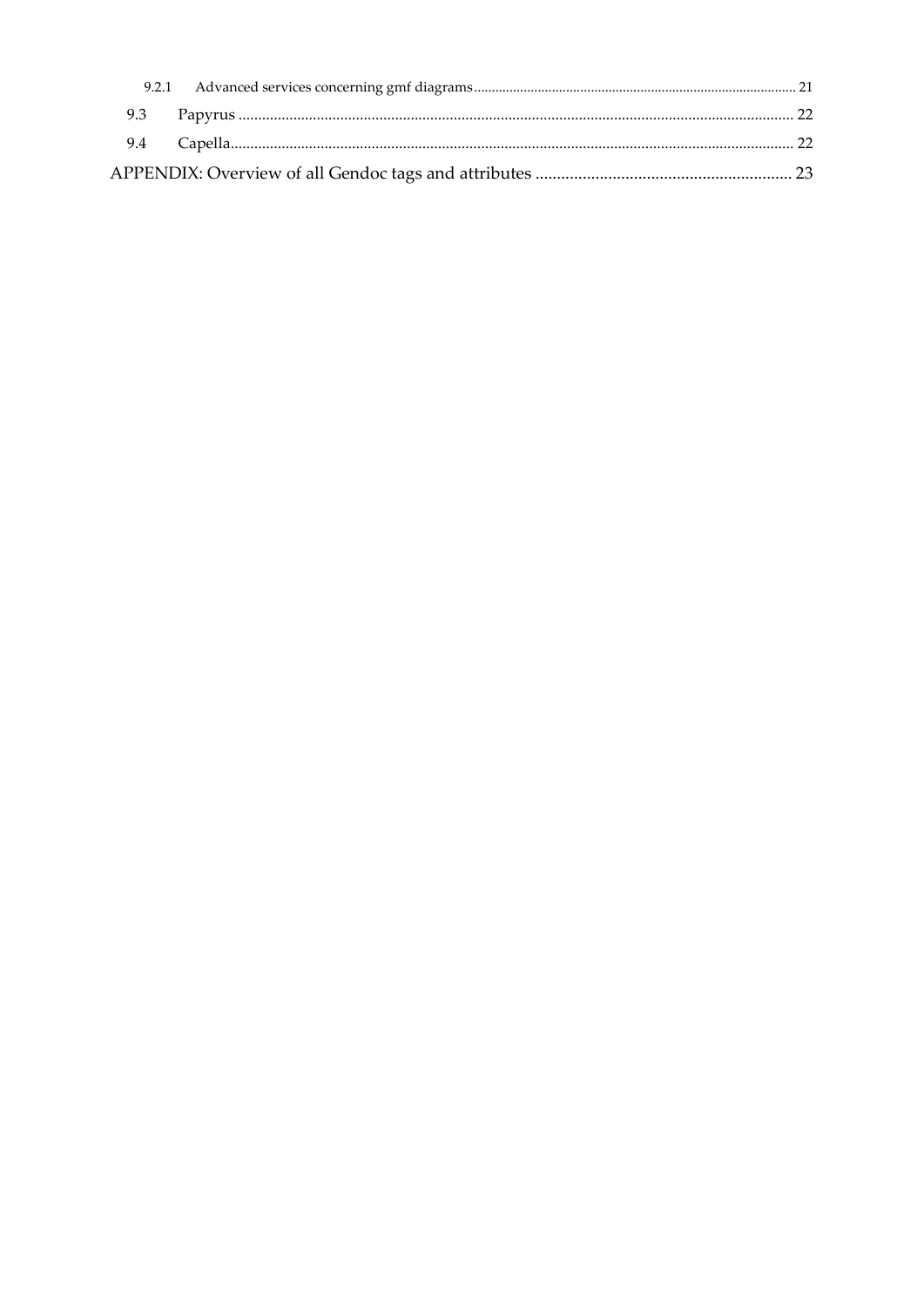9.2.1 Advanced services concerning gmf diagrams ........ 21

9.3 Papyrus ........ 22

9.4 Capella ........ 22

APPENDIX: Overview of all Gendoc tags and attributes ........ 23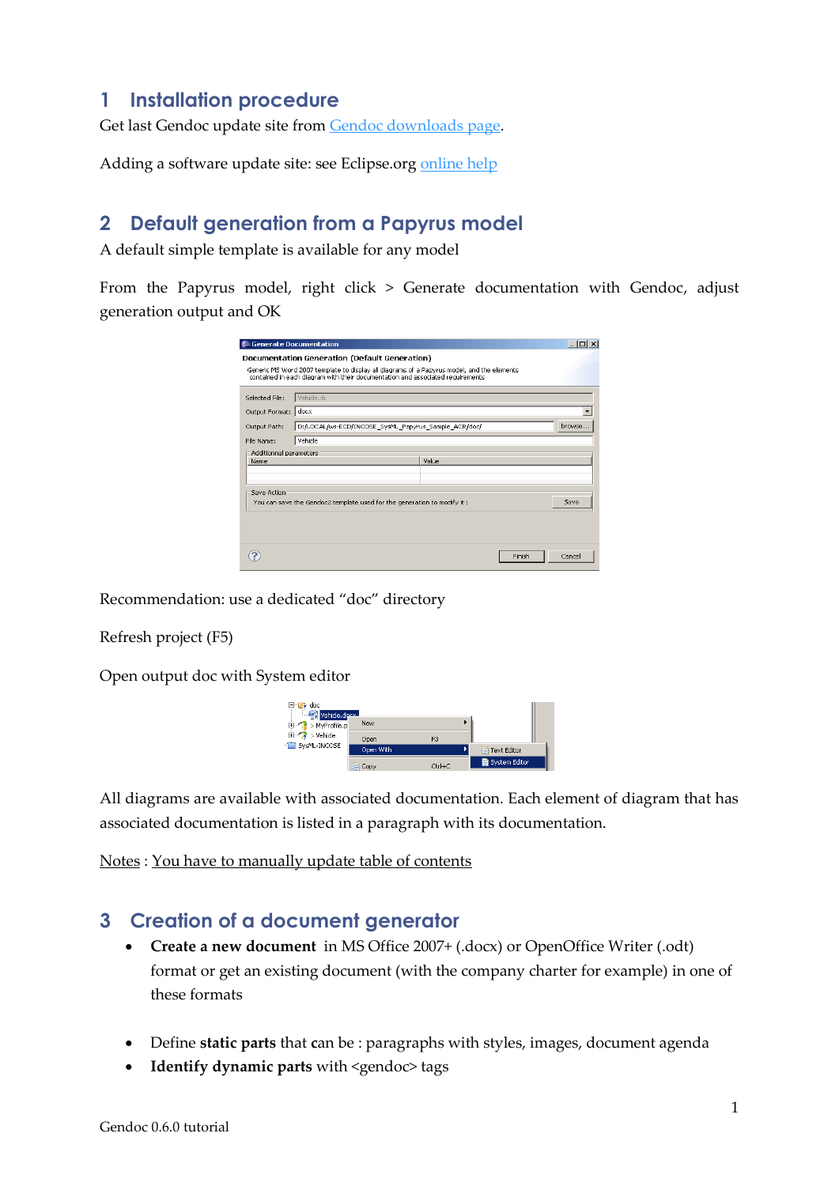# 1 Installation procedure

Get last Gendoc update site from Gendoc downloads page.

Adding a software update site: see Eclipse.org online help

# 2 Default generation from a Papyrus model

A default simple template is available for any model

From the Papyrus model, right click > Generate documentation with Gendoc, adjust generation output and OK

Recommendation: use a dedicated "doc" directory

Refresh project (F5)

Open output doc with System editor

All diagrams are available with associated documentation. Each element of diagram that has associated documentation is listed in a paragraph with its documentation.

Notes : You have to manually update table of contents

# 3 Creation of a document generator

- **Create a new document** in MS Office 2007+ (.docx) or OpenOffice Writer (.odt) format or get an existing document (with the company charter for example) in one of these formats

- Define **static parts** that can be : paragraphs with styles, images, document agenda
- **Identify dynamic parts** with <gendoc> tags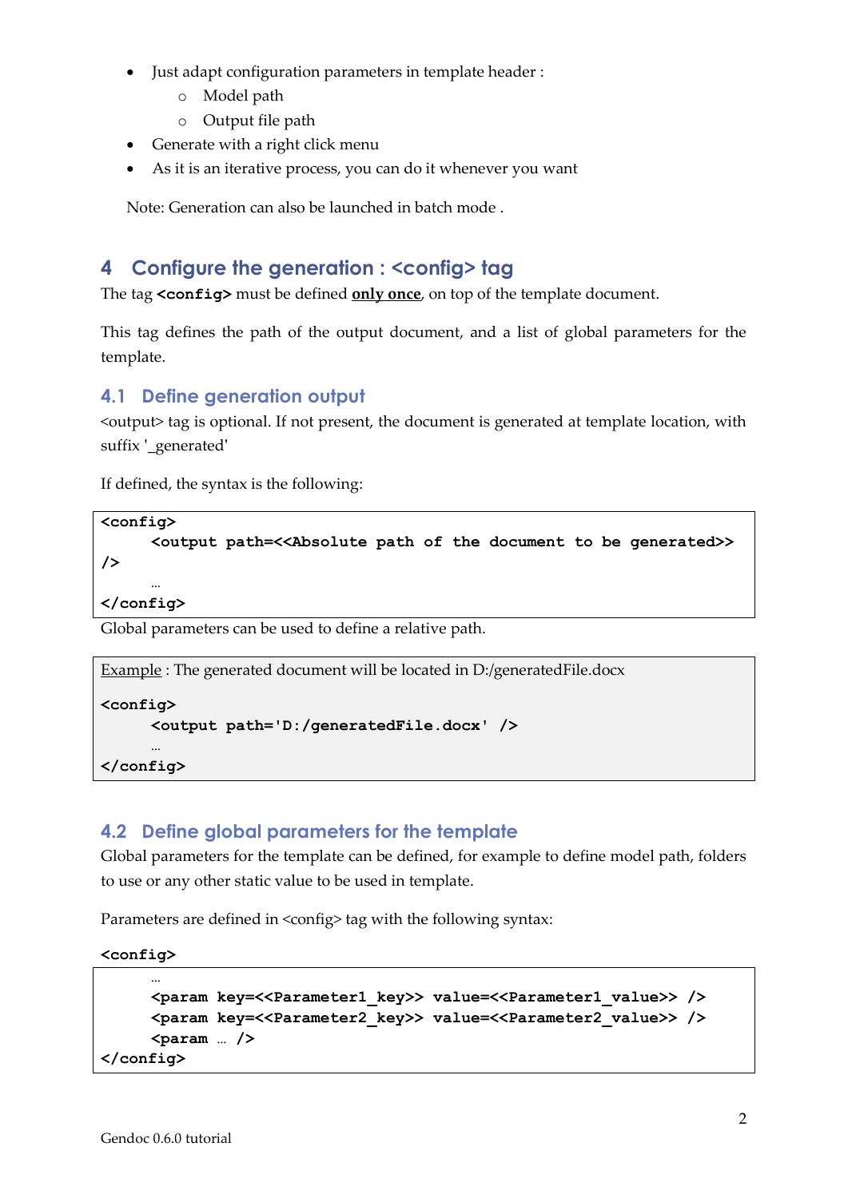- Just adapt configuration parameters in template header :
  - Model path
  - Output file path
- Generate with a right click menu
- As it is an iterative process, you can do it whenever you want

Note: Generation can also be launched in batch mode .

# 4 Configure the generation : <config> tag

The tag **<config>** must be defined **only once**, on top of the template document.

This tag defines the path of the output document, and a list of global parameters for the template.

## 4.1 Define generation output

<output> tag is optional. If not present, the document is generated at template location, with suffix '_generated'

If defined, the syntax is the following:

```
<config>
     <output path=<<Absolute path of the document to be generated>>
/>
     …
</config>
```

Global parameters can be used to define a relative path.

Example : The generated document will be located in D:/generatedFile.docx

```
<config>
     <output path='D:/generatedFile.docx' />
     …
</config>
```

## 4.2 Define global parameters for the template

Global parameters for the template can be defined, for example to define model path, folders to use or any other static value to be used in template.

Parameters are defined in <config> tag with the following syntax:

```
<config>
     …
     <param key=<<Parameter1_key>> value=<<Parameter1_value>> />
     <param key=<<Parameter2_key>> value=<<Parameter2_value>> />
     <param … />
</config>
```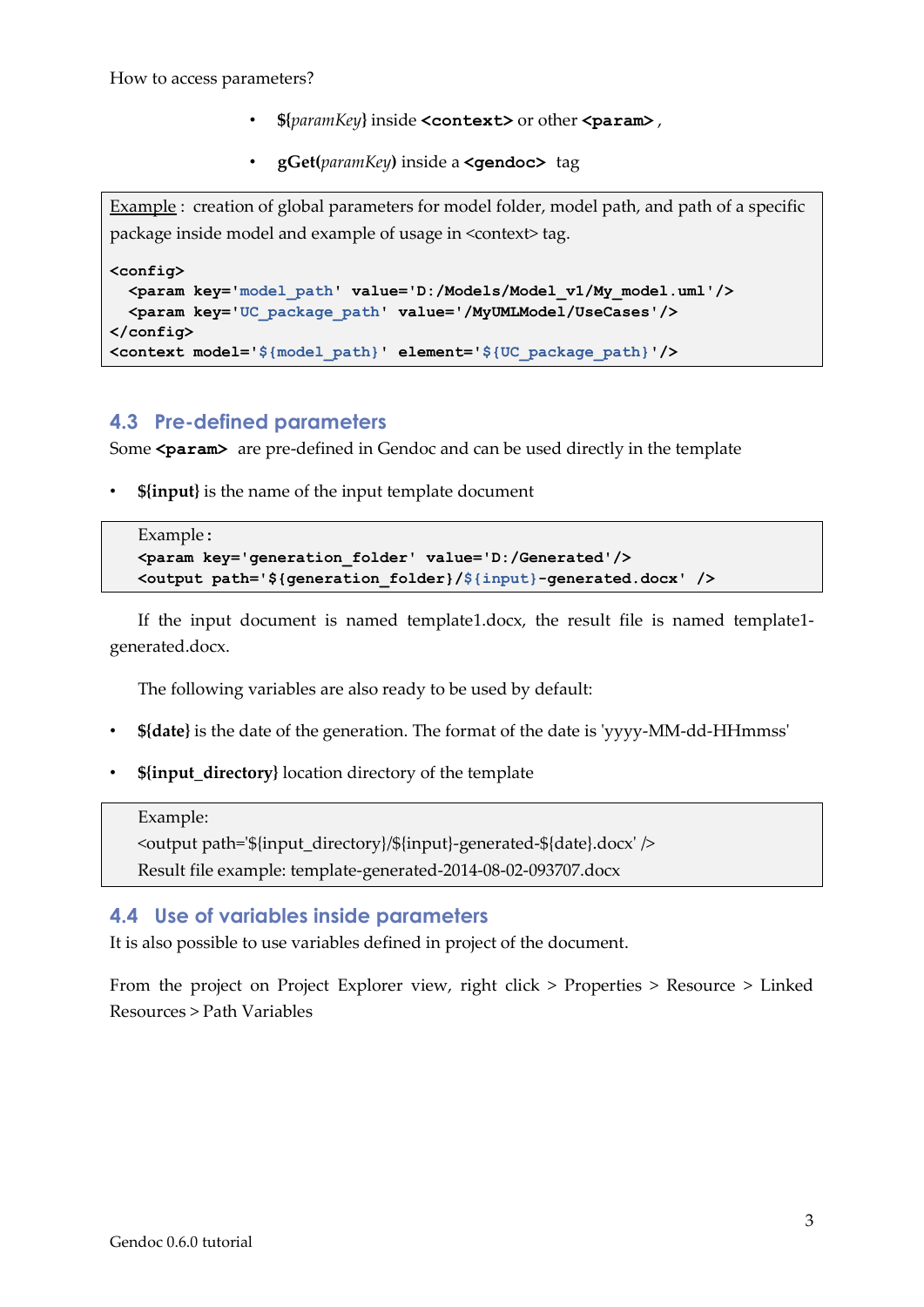How to access parameters?

- **${***paramKey***}** inside **<context>** or other **<param>** ,
- **gGet(***paramKey***)** inside a **<gendoc>** tag

Example : creation of global parameters for model folder, model path, and path of a specific package inside model and example of usage in <context> tag.

```
<config>
  <param key='model_path' value='D:/Models/Model_v1/My_model.uml'/>
  <param key='UC_package_path' value='/MyUMLModel/UseCases'/>
</config>
<context model='${model_path}' element='${UC_package_path}'/>
```

## 4.3 Pre-defined parameters

Some **<param>** are pre-defined in Gendoc and can be used directly in the template

- **${input}** is the name of the input template document

Example :

```
<param key='generation_folder' value='D:/Generated'/>
<output path='${generation_folder}/${input}-generated.docx' />
```

If the input document is named template1.docx, the result file is named template1-generated.docx.

The following variables are also ready to be used by default:

- **${date}** is the date of the generation. The format of the date is 'yyyy-MM-dd-HHmmss'
- **${input_directory}** location directory of the template

Example:

```
<output path='${input_directory}/${input}-generated-${date}.docx' />
```

Result file example: template-generated-2014-08-02-093707.docx

## 4.4 Use of variables inside parameters

It is also possible to use variables defined in project of the document.

From the project on Project Explorer view, right click > Properties > Resource > Linked Resources > Path Variables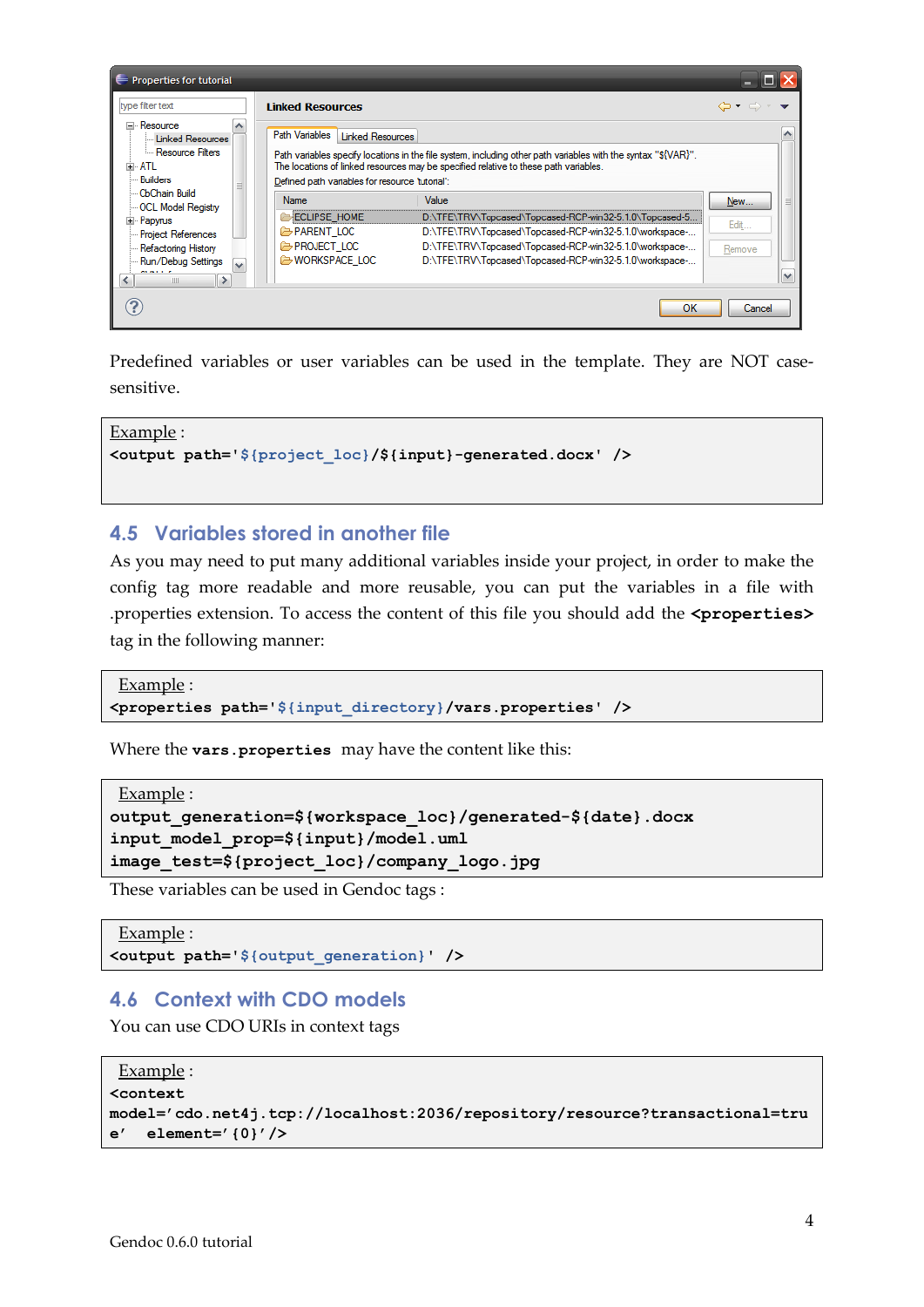Predefined variables or user variables can be used in the template. They are NOT case-sensitive.

Example :
```
<output path='${project_loc}/${input}-generated.docx' />
```

## 4.5 Variables stored in another file

As you may need to put many additional variables inside your project, in order to make the config tag more readable and more reusable, you can put the variables in a file with .properties extension. To access the content of this file you should add the **<properties>** tag in the following manner:

Example :
```
<properties path='${input_directory}/vars.properties' />
```

Where the **vars.properties** may have the content like this:

Example :
```
output_generation=${workspace_loc}/generated-${date}.docx
input_model_prop=${input}/model.uml
image_test=${project_loc}/company_logo.jpg
```

These variables can be used in Gendoc tags :

Example :
```
<output path='${output_generation}' />
```

## 4.6 Context with CDO models

You can use CDO URIs in context tags

Example :
```
<context
model='cdo.net4j.tcp://localhost:2036/repository/resource?transactional=tru
e'  element='{0}'/>
```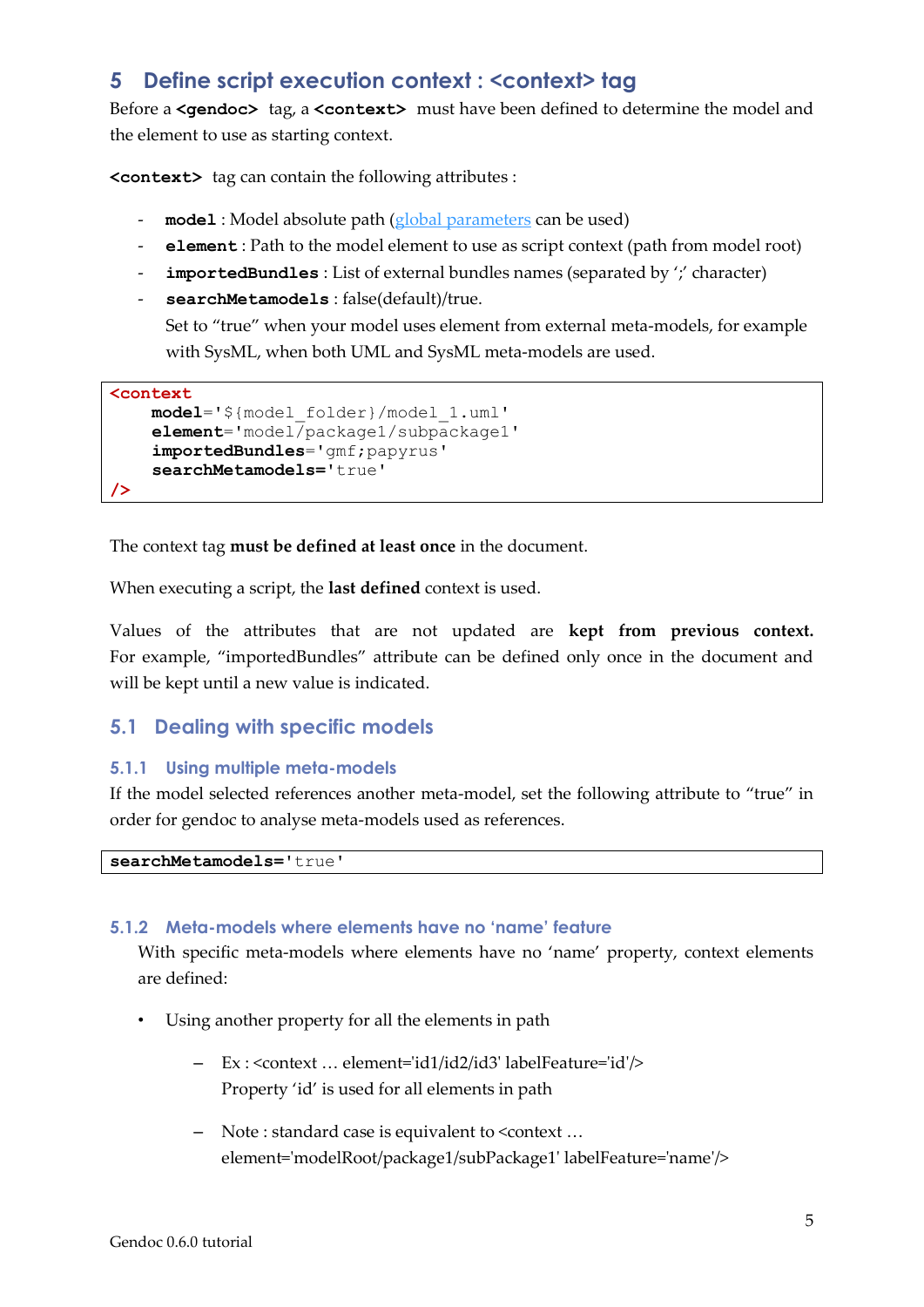# 5 Define script execution context : <context> tag

Before a **<gendoc>** tag, a **<context>** must have been defined to determine the model and the element to use as starting context.

**<context>** tag can contain the following attributes :

- **model** : Model absolute path (global parameters can be used)
- **element** : Path to the model element to use as script context (path from model root)
- **importedBundles** : List of external bundles names (separated by ';' character)
- **searchMetamodels** : false(default)/true.
  Set to "true" when your model uses element from external meta-models, for example with SysML, when both UML and SysML meta-models are used.

```
<context
    model='${model_folder}/model_1.uml'
    element='model/package1/subpackage1'
    importedBundles='gmf;papyrus'
    searchMetamodels='true'
/>
```

The context tag **must be defined at least once** in the document.

When executing a script, the **last defined** context is used.

Values of the attributes that are not updated are **kept from previous context.** For example, "importedBundles" attribute can be defined only once in the document and will be kept until a new value is indicated.

## 5.1 Dealing with specific models

### 5.1.1 Using multiple meta-models

If the model selected references another meta-model, set the following attribute to "true" in order for gendoc to analyse meta-models used as references.

```
searchMetamodels='true'
```

### 5.1.2 Meta-models where elements have no 'name' feature

With specific meta-models where elements have no 'name' property, context elements are defined:

- Using another property for all the elements in path
  - Ex : <context … element='id1/id2/id3' labelFeature='id'/>
    Property 'id' is used for all elements in path
  - Note : standard case is equivalent to <context … element='modelRoot/package1/subPackage1' labelFeature='name'/>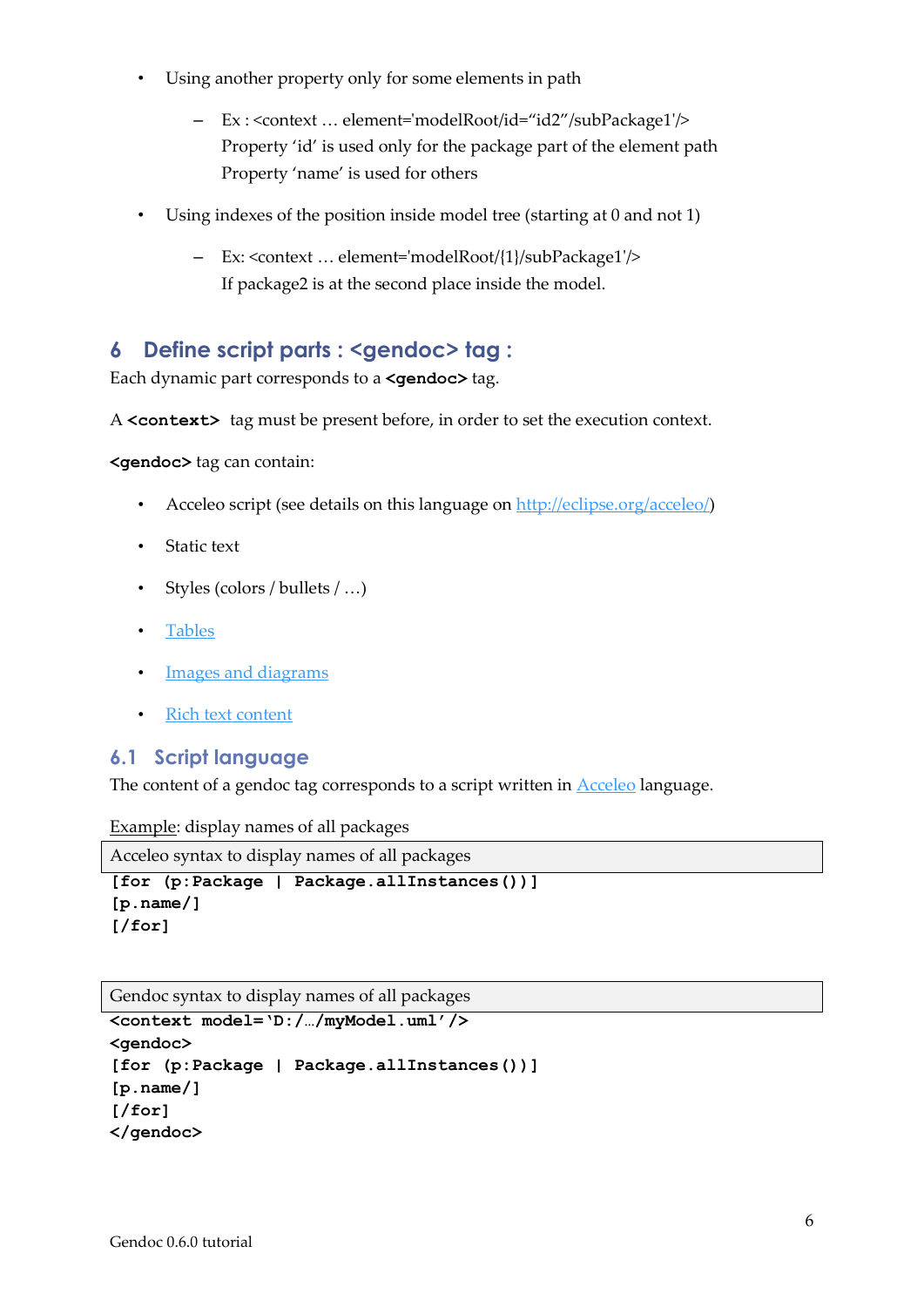- Using another property only for some elements in path
  - Ex : <context … element='modelRoot/id="id2"/subPackage1'/>
    Property 'id' is used only for the package part of the element path
    Property 'name' is used for others
- Using indexes of the position inside model tree (starting at 0 and not 1)
  - Ex: <context … element='modelRoot/{1}/subPackage1'/>
    If package2 is at the second place inside the model.

# 6 Define script parts : <gendoc> tag :

Each dynamic part corresponds to a **<gendoc>** tag.

A **<context>** tag must be present before, in order to set the execution context.

**<gendoc>** tag can contain:

- Acceleo script (see details on this language on [http://eclipse.org/acceleo/](http://eclipse.org/acceleo/))
- Static text
- Styles (colors / bullets / …)
- [Tables]()
- [Images and diagrams]()
- [Rich text content]()

## 6.1 Script language

The content of a gendoc tag corresponds to a script written in [Acceleo]() language.

<u>Example</u>: display names of all packages

Acceleo syntax to display names of all packages

```
[for (p:Package | Package.allInstances())]
[p.name/]
[/for]
```

Gendoc syntax to display names of all packages

```
<context model='D:/…/myModel.uml'/>
<gendoc>
[for (p:Package | Package.allInstances())]
[p.name/]
[/for]
</gendoc>
```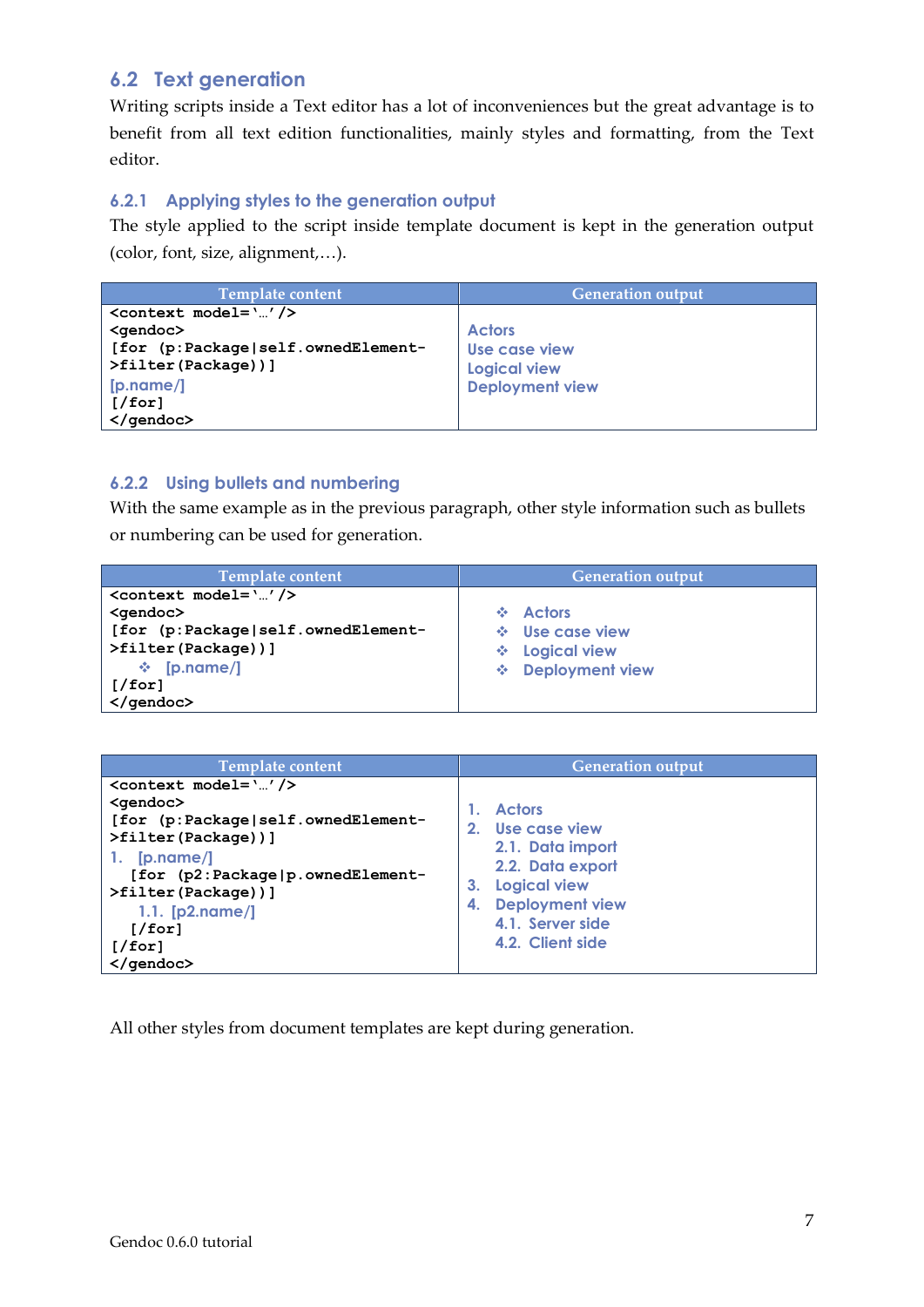## 6.2 Text generation

Writing scripts inside a Text editor has a lot of inconveniences but the great advantage is to benefit from all text edition functionalities, mainly styles and formatting, from the Text editor.

### 6.2.1 Applying styles to the generation output

The style applied to the script inside template document is kept in the generation output (color, font, size, alignment,…).

| Template content | Generation output |
|---|---|
| `<context model='…'/>`<br>`<gendoc>`<br>`[for (p:Package|self.ownedElement->filter(Package))]`<br>[p.name/]<br>`[/for]`<br>`</gendoc>` | Actors<br>Use case view<br>Logical view<br>Deployment view |

### 6.2.2 Using bullets and numbering

With the same example as in the previous paragraph, other style information such as bullets or numbering can be used for generation.

| Template content | Generation output |
|---|---|
| `<context model='…'/>`<br>`<gendoc>`<br>`[for (p:Package|self.ownedElement->filter(Package))]`<br>❖ [p.name/]<br>`[/for]`<br>`</gendoc>` | ❖ Actors<br>❖ Use case view<br>❖ Logical view<br>❖ Deployment view |

| Template content | Generation output |
|---|---|
| `<context model='…'/>`<br>`<gendoc>`<br>`[for (p:Package|self.ownedElement->filter(Package))]`<br>1. [p.name/]<br>`[for (p2:Package|p.ownedElement->filter(Package))]`<br>1.1. [p2.name/]<br>`[/for]`<br>`[/for]`<br>`</gendoc>` | 1. Actors<br>2. Use case view<br>2.1. Data import<br>2.2. Data export<br>3. Logical view<br>4. Deployment view<br>4.1. Server side<br>4.2. Client side |

All other styles from document templates are kept during generation.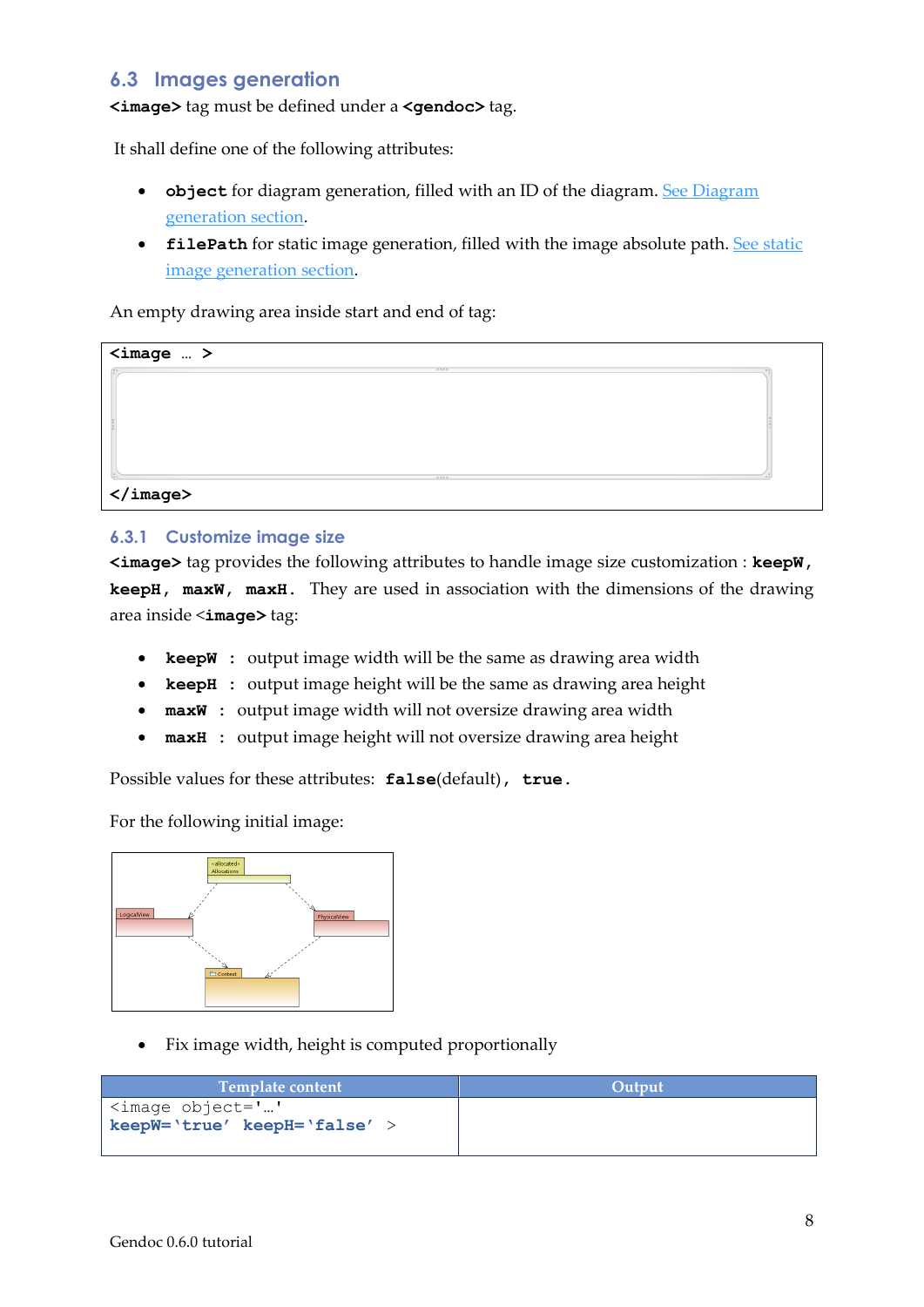## 6.3 Images generation

**<image>** tag must be defined under a **<gendoc>** tag.

It shall define one of the following attributes:

- **object** for diagram generation, filled with an ID of the diagram. See Diagram generation section.
- **filePath** for static image generation, filled with the image absolute path. See static image generation section.

An empty drawing area inside start and end of tag:

```
<image … >

</image>
```

### 6.3.1 Customize image size

**<image>** tag provides the following attributes to handle image size customization : **keepW, keepH, maxW, maxH.** They are used in association with the dimensions of the drawing area inside <**image**> tag:

- **keepW** : output image width will be the same as drawing area width
- **keepH** : output image height will be the same as drawing area height
- **maxW** : output image width will not oversize drawing area width
- **maxH** : output image height will not oversize drawing area height

Possible values for these attributes: **false**(default), **true.**

For the following initial image:

- Fix image width, height is computed proportionally

| Template content | Output |
| --- | --- |
| <image object='…' **keepW='true' keepH='false'** > | |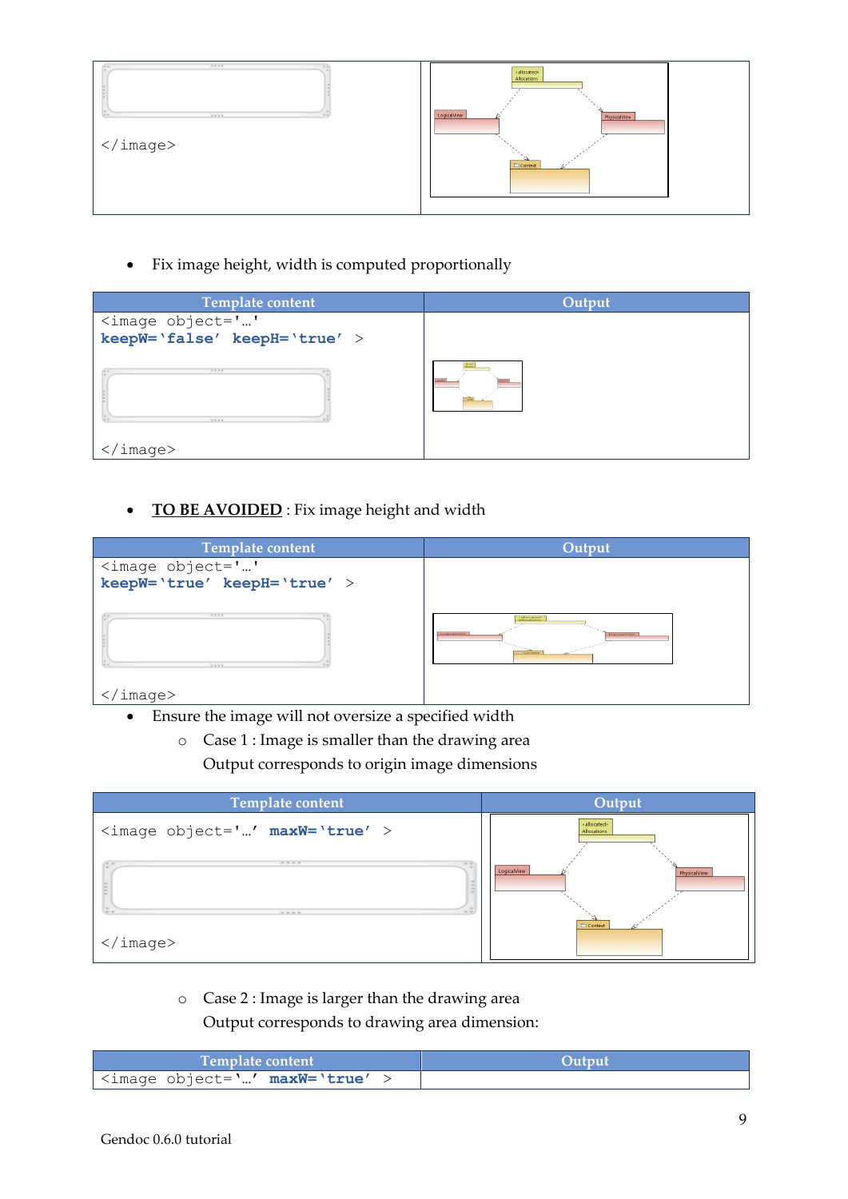| | |
|---|---|
| `</image>` | |

- Fix image height, width is computed proportionally

| Template content | Output |
|---|---|
| `<image object='…' keepW='false' keepH='true' >` `</image>` | |

- **TO BE AVOIDED** : Fix image height and width

| Template content | Output |
|---|---|
| `<image object='…' keepW='true' keepH='true' >` `</image>` | |

- Ensure the image will not oversize a specified width
  - Case 1 : Image is smaller than the drawing area
    Output corresponds to origin image dimensions

| Template content | Output |
|---|---|
| `<image object='…' maxW='true' >` `</image>` | |

  - Case 2 : Image is larger than the drawing area
    Output corresponds to drawing area dimension:

| Template content | Output |
|---|---|
| `<image object='…' maxW='true' >` | |

Gendoc 0.6.0 tutorial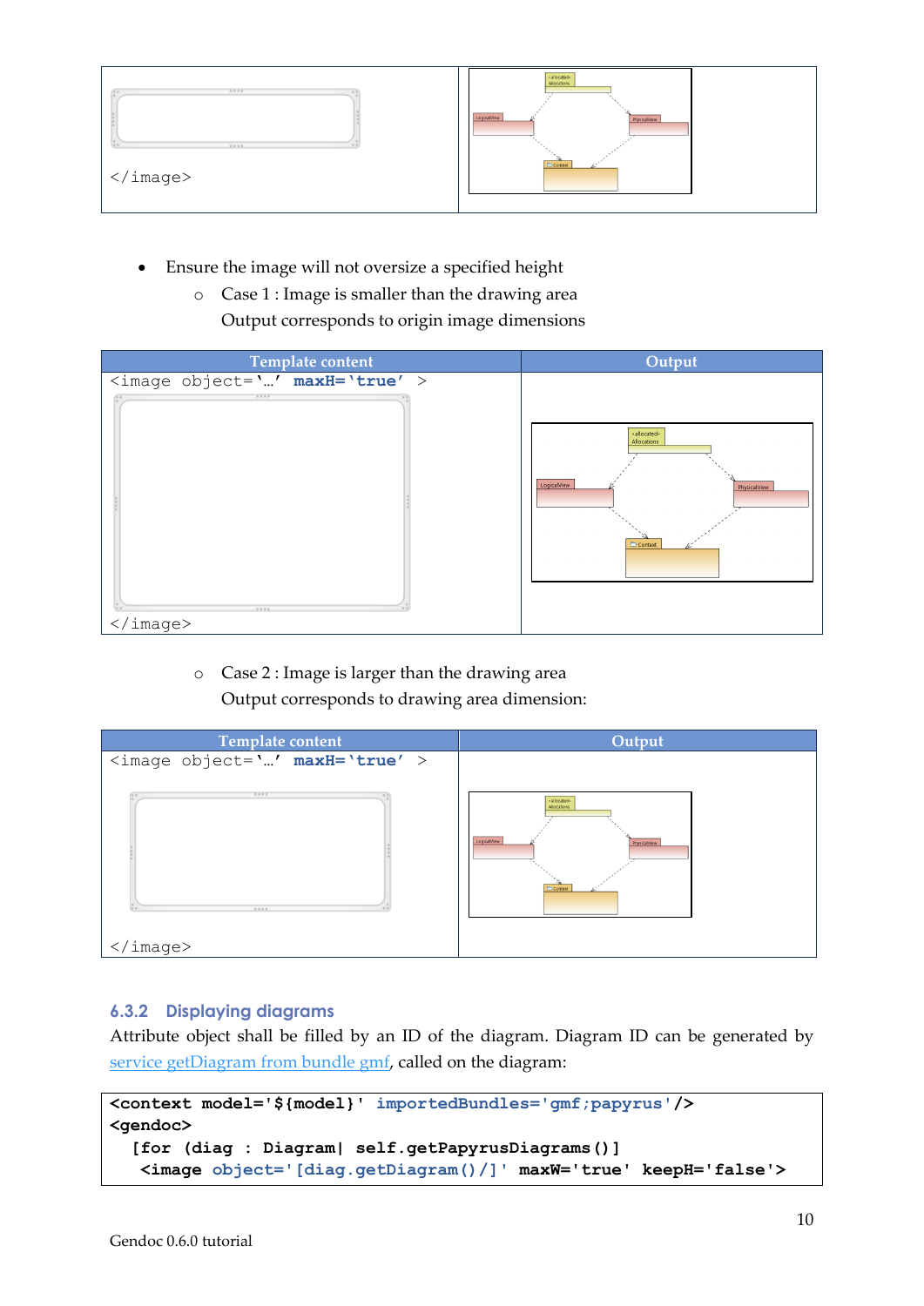| | |
|---|---|
| `</image>` | |

- Ensure the image will not oversize a specified height
  - Case 1 : Image is smaller than the drawing area
    Output corresponds to origin image dimensions

| Template content | Output |
|---|---|
| `<image object='…' maxH='true' >` `</image>` | |

  - Case 2 : Image is larger than the drawing area
    Output corresponds to drawing area dimension:

| Template content | Output |
|---|---|
| `<image object='…' maxH='true' >` `</image>` | |

### 6.3.2 Displaying diagrams

Attribute object shall be filled by an ID of the diagram. Diagram ID can be generated by service getDiagram from bundle gmf, called on the diagram:

```
<context model='${model}' importedBundles='gmf;papyrus'/>
<gendoc>
  [for (diag : Diagram| self.getPapyrusDiagrams()]
   <image object='[diag.getDiagram()/]' maxW='true' keepH='false'>
```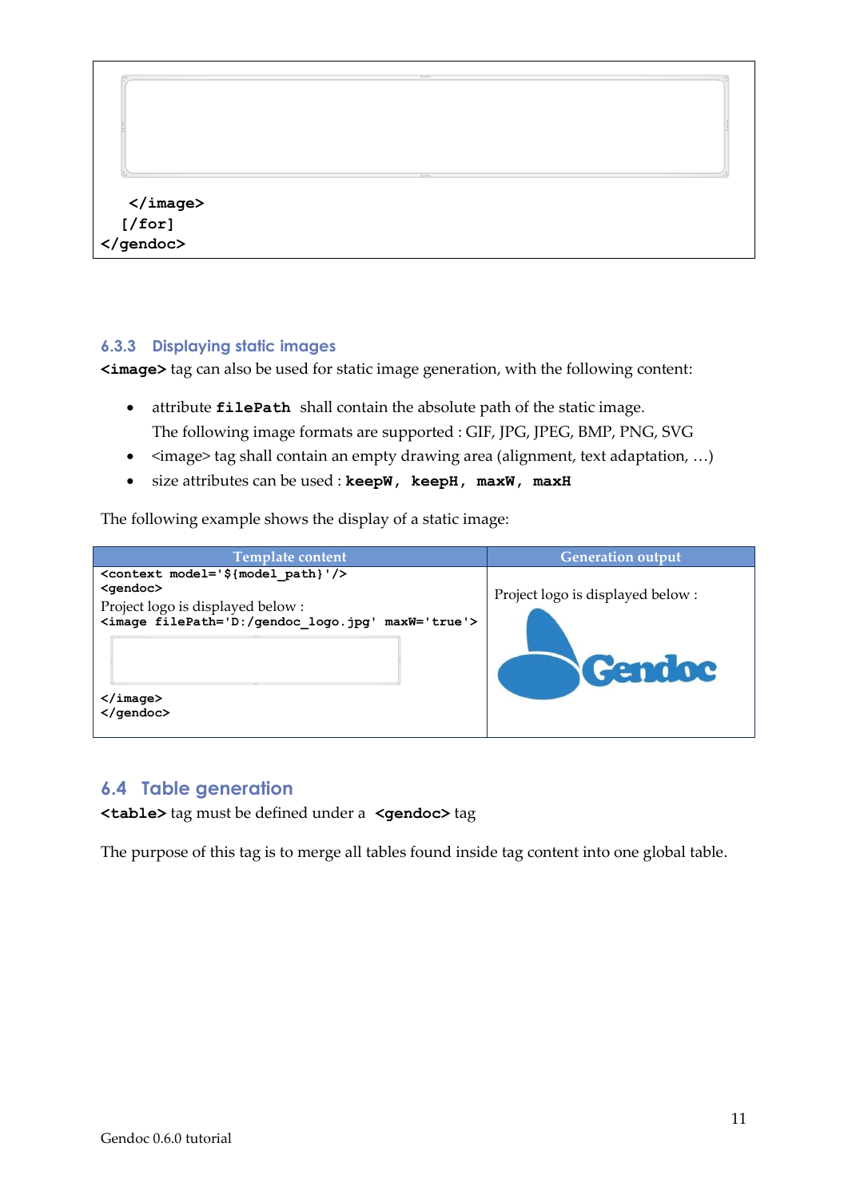```
    </image>
  [/for]
</gendoc>
```

### 6.3.3 Displaying static images

**`<image>`** tag can also be used for static image generation, with the following content:

- attribute **`filePath`** shall contain the absolute path of the static image.
  The following image formats are supported : GIF, JPG, JPEG, BMP, PNG, SVG
- <image> tag shall contain an empty drawing area (alignment, text adaptation, …)
- size attributes can be used : **`keepW, keepH, maxW, maxH`**

The following example shows the display of a static image:

| Template content | Generation output |
|---|---|
| `<context model='${model_path}'/>`<br>`<gendoc>`<br>Project logo is displayed below :<br>`<image filePath='D:/gendoc_logo.jpg' maxW='true'>`<br><br>`</image>`<br>`</gendoc>` | Project logo is displayed below : |

## 6.4 Table generation

**`<table>`** tag must be defined under a **`<gendoc>`** tag

The purpose of this tag is to merge all tables found inside tag content into one global table.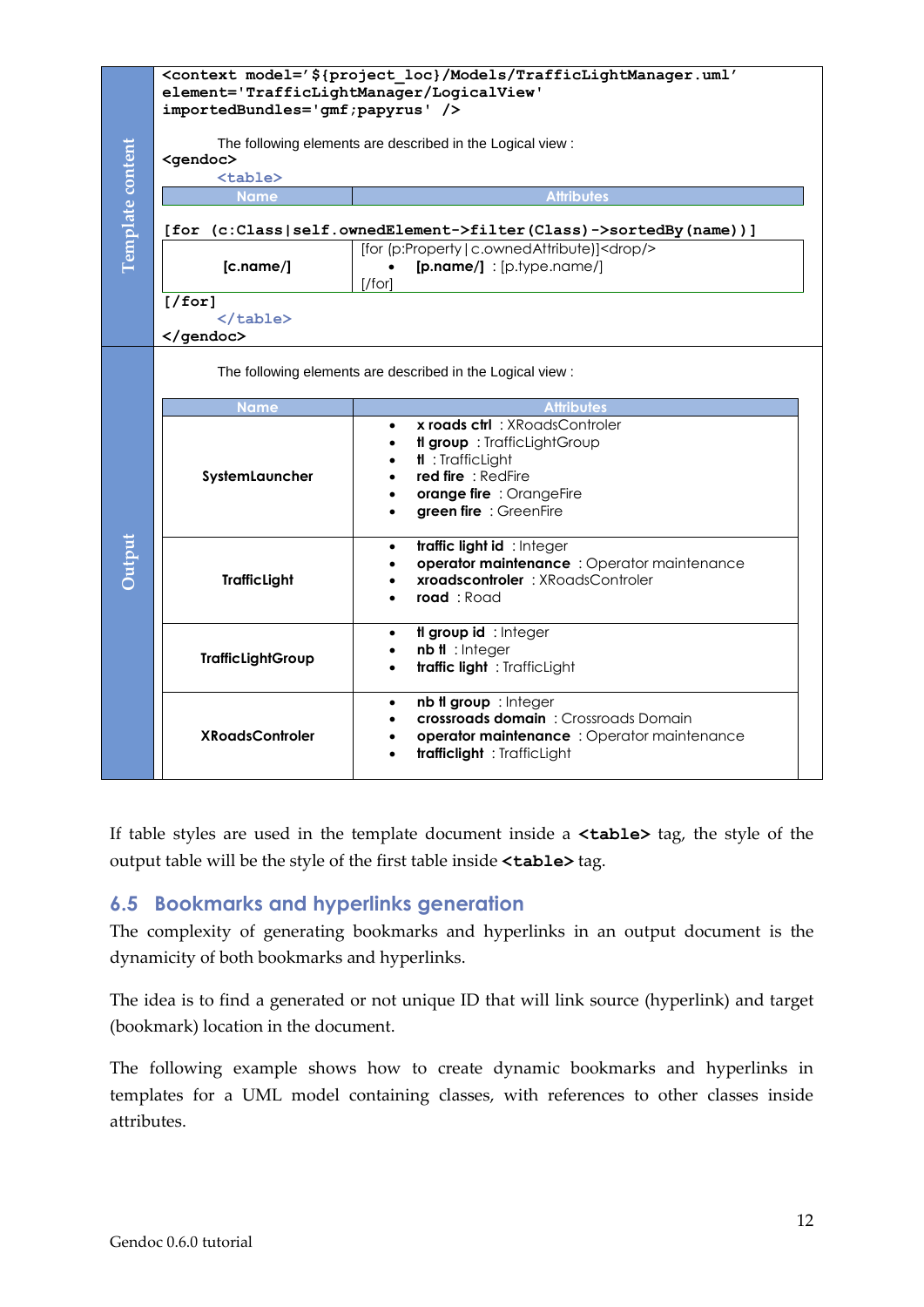**Template content**

```
<context model='${project_loc}/Models/TrafficLightManager.uml'
element='TrafficLightManager/LogicalView'
importedBundles='gmf;papyrus' />
```

The following elements are described in the Logical view :

```
<gendoc>
    <table>
```

| Name | Attributes |
|---|---|

```
[for (c:Class|self.ownedElement->filter(Class)->sortedBy(name))]
```

| [c.name/] | [for (p:Property\|c.ownedAttribute)]<drop/> • [p.name/] : [p.type.name/] [/for] |
|---|---|

```
[/for]
    </table>
</gendoc>
```

**Output**

The following elements are described in the Logical view :

| Name | Attributes |
|---|---|
| **SystemLauncher** | • **x roads ctrl** : XRoadsControler<br>• **tl group** : TrafficLightGroup<br>• **tl** : TrafficLight<br>• **red fire** : RedFire<br>• **orange fire** : OrangeFire<br>• **green fire** : GreenFire |
| **TrafficLight** | • **traffic light id** : Integer<br>• **operator maintenance** : Operator maintenance<br>• **xroadscontroler** : XRoadsControler<br>• **road** : Road |
| **TrafficLightGroup** | • **tl group id** : Integer<br>• **nb tl** : Integer<br>• **traffic light** : TrafficLight |
| **XRoadsControler** | • **nb tl group** : Integer<br>• **crossroads domain** : Crossroads Domain<br>• **operator maintenance** : Operator maintenance<br>• **trafficlight** : TrafficLight |

If table styles are used in the template document inside a **`<table>`** tag, the style of the output table will be the style of the first table inside **`<table>`** tag.

## 6.5 Bookmarks and hyperlinks generation

The complexity of generating bookmarks and hyperlinks in an output document is the dynamicity of both bookmarks and hyperlinks.

The idea is to find a generated or not unique ID that will link source (hyperlink) and target (bookmark) location in the document.

The following example shows how to create dynamic bookmarks and hyperlinks in templates for a UML model containing classes, with references to other classes inside attributes.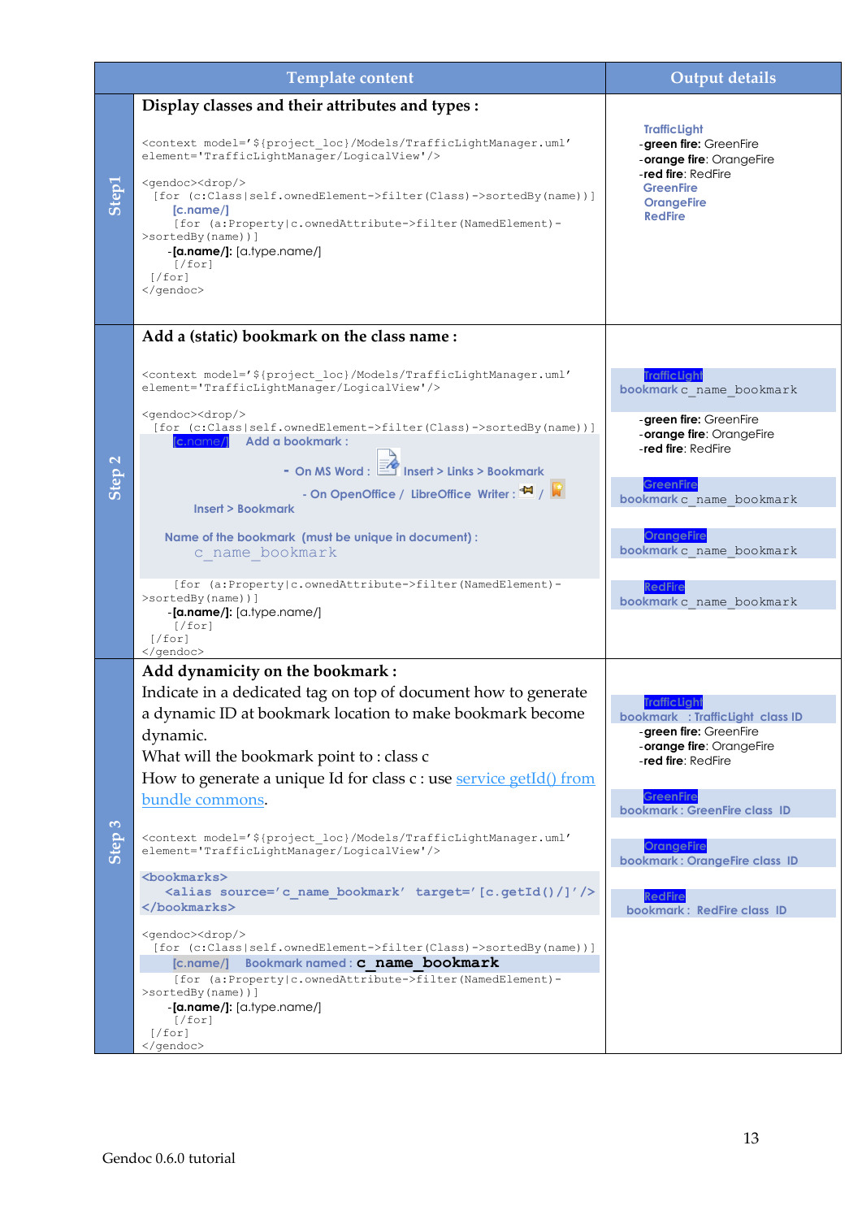| | Template content | Output details |
|---|---|---|
| Step1 | **Display classes and their attributes and types :**<br><br>`<context model='${project_loc}/Models/TrafficLightManager.uml' element='TrafficLightManager/LogicalView'/>`<br><br>`<gendoc><drop/>`<br>`[for (c:Class|self.ownedElement->filter(Class)->sortedBy(name))]`<br>`[c.name/]`<br>`[for (a:Property|c.ownedAttribute->filter(NamedElement)->sortedBy(name))]`<br>`-[a.name/]: [a.type.name/]`<br>`[/for]`<br>`[/for]`<br>`</gendoc>` | TrafficLight<br>-**green fire:** GreenFire<br>-**orange fire**: OrangeFire<br>-**red fire**: RedFire<br>GreenFire<br>OrangeFire<br>RedFire |
| Step 2 | **Add a (static) bookmark on the class name :**<br><br>`<context model='${project_loc}/Models/TrafficLightManager.uml' element='TrafficLightManager/LogicalView'/>`<br><br>`<gendoc><drop/>`<br>`[for (c:Class|self.ownedElement->filter(Class)->sortedBy(name))]`<br>`[c.name/]` Add a bookmark :<br>- On MS Word : Insert > Links > Bookmark<br>- On OpenOffice / LibreOffice Writer : / Insert > Bookmark<br>Name of the bookmark (must be unique in document) :<br>c_name_bookmark<br>`[for (a:Property|c.ownedAttribute->filter(NamedElement)->sortedBy(name))]`<br>`-[a.name/]: [a.type.name/]`<br>`[/for]`<br>`[/for]`<br>`</gendoc>` | TrafficLight<br>bookmark c_name_bookmark<br>-**green fire:** GreenFire<br>-**orange fire**: OrangeFire<br>-**red fire**: RedFire<br>GreenFire<br>bookmark c_name_bookmark<br>OrangeFire<br>bookmark c_name_bookmark<br>RedFire<br>bookmark c_name_bookmark |
| Step 3 | **Add dynamicity on the bookmark :**<br>Indicate in a dedicated tag on top of document how to generate a dynamic ID at bookmark location to make bookmark become dynamic.<br>What will the bookmark point to : class c<br>How to generate a unique Id for class c : use service getId() from bundle commons.<br><br>`<context model='${project_loc}/Models/TrafficLightManager.uml' element='TrafficLightManager/LogicalView'/>`<br><br>`<bookmarks>`<br>`<alias source='c_name_bookmark' target='[c.getId()/]'/>`<br>`</bookmarks>`<br><br>`<gendoc><drop/>`<br>`[for (c:Class|self.ownedElement->filter(Class)->sortedBy(name))]`<br>`[c.name/]` Bookmark named : **c_name_bookmark**<br>`[for (a:Property|c.ownedAttribute->filter(NamedElement)->sortedBy(name))]`<br>`-[a.name/]: [a.type.name/]`<br>`[/for]`<br>`[/for]`<br>`</gendoc>` | TrafficLight<br>bookmark : TrafficLight class ID<br>-**green fire:** GreenFire<br>-**orange fire**: OrangeFire<br>-**red fire**: RedFire<br>GreenFire<br>bookmark : GreenFire class ID<br>OrangeFire<br>bookmark : OrangeFire class ID<br>RedFire<br>bookmark : RedFire class ID |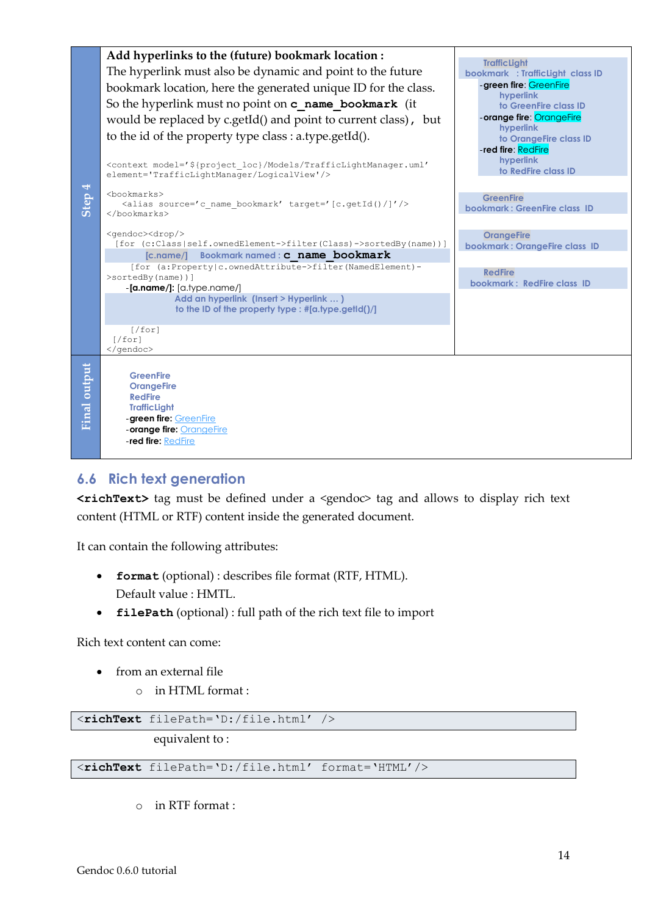| | | |
|---|---|---|
| Step 4 | **Add hyperlinks to the (future) bookmark location :**<br>The hyperlink must also be dynamic and point to the future bookmark location, here the generated unique ID for the class. So the hyperlink must no point on **c_name_bookmark** (it would be replaced by c.getId() and point to current class), but to the id of the property type class : a.type.getId().<br><br>`<context model='${project_loc}/Models/TrafficLightManager.uml' element='TrafficLightManager/LogicalView'/>`<br><br>`<bookmarks>`<br>`<alias source='c_name_bookmark' target='[c.getId()/]'/>`<br>`</bookmarks>`<br><br>`<gendoc><drop/>`<br>`[for (c:Class|self.ownedElement->filter(Class)->sortedBy(name))]`<br>[c.name/] Bookmark named : **c_name_bookmark**<br>`[for (a:Property|c.ownedAttribute->filter(NamedElement)->sortedBy(name))]`<br>-**[a.name/]:** [a.type.name/]<br>Add an hyperlink (Insert > Hyperlink … ) to the ID of the property type : #[a.type.getId()/]<br>`[/for]`<br>`[/for]`<br>`</gendoc>` | TrafficLight<br>bookmark : TrafficLight class ID<br>-**green fire**: GreenFire<br>hyperlink<br>to GreenFire class ID<br>-**orange fire**: OrangeFire<br>hyperlink<br>to OrangeFire class ID<br>-**red fire**: RedFire<br>hyperlink<br>to RedFire class ID<br><br>GreenFire<br>bookmark : GreenFire class ID<br><br>OrangeFire<br>bookmark : OrangeFire class ID<br><br>RedFire<br>bookmark : RedFire class ID |
| Final output | GreenFire<br>OrangeFire<br>RedFire<br>TrafficLight<br>-**green fire:** GreenFire<br>-**orange fire:** OrangeFire<br>-**red fire:** RedFire | |

## 6.6 Rich text generation

**<richText>** tag must be defined under a <gendoc> tag and allows to display rich text content (HTML or RTF) content inside the generated document.

It can contain the following attributes:

- **format** (optional) : describes file format (RTF, HTML).
  Default value : HMTL.
- **filePath** (optional) : full path of the rich text file to import

Rich text content can come:

- from an external file
  - in HTML format :

```
<richText filePath='D:/file.html' />
```

equivalent to :

```
<richText filePath='D:/file.html' format='HTML'/>
```

  - in RTF format :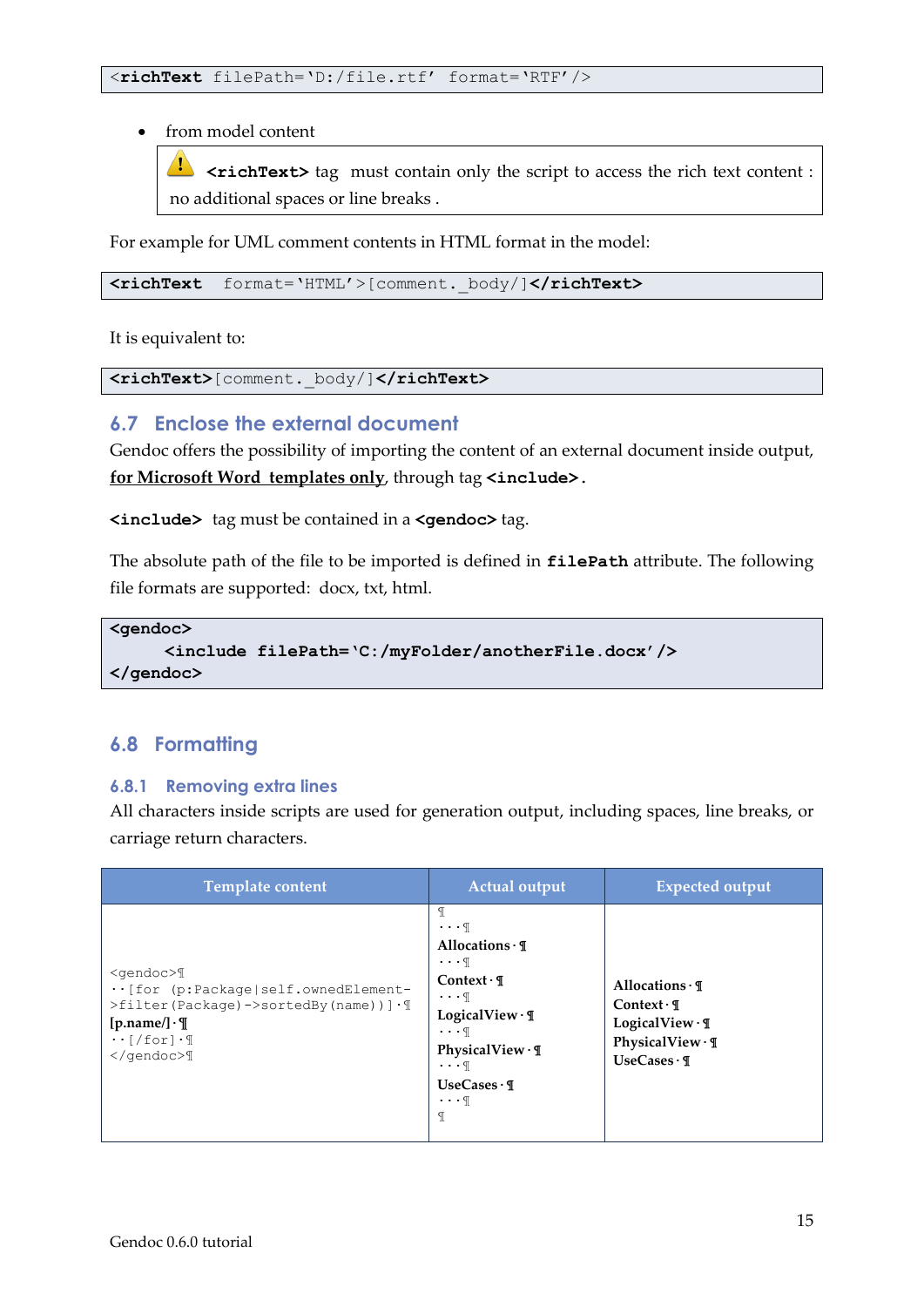```
<richText filePath='D:/file.rtf' format='RTF'/>
```

- from model content

> ⚠ **<richText>** tag must contain only the script to access the rich text content : no additional spaces or line breaks .

For example for UML comment contents in HTML format in the model:

```
<richText format='HTML'>[comment._body/]</richText>
```

It is equivalent to:

```
<richText>[comment._body/]</richText>
```

## 6.7 Enclose the external document

Gendoc offers the possibility of importing the content of an external document inside output, **for Microsoft Word templates only**, through tag **<include>**.

**<include>** tag must be contained in a **<gendoc>** tag.

The absolute path of the file to be imported is defined in **filePath** attribute. The following file formats are supported: docx, txt, html.

```
<gendoc>
    <include filePath='C:/myFolder/anotherFile.docx'/>
</gendoc>
```

## 6.8 Formatting

### 6.8.1 Removing extra lines

All characters inside scripts are used for generation output, including spaces, line breaks, or carriage return characters.

| Template content | Actual output | Expected output |
|---|---|---|
| <gendoc>¶<br>··[for (p:Package\|self.ownedElement->filter(Package)->sortedBy(name))]·¶<br>**[p.name/]·¶**<br>··[/for]·¶<br></gendoc>¶ | ¶<br>···¶<br>**Allocations·¶**<br>···¶<br>**Context·¶**<br>···¶<br>**LogicalView·¶**<br>···¶<br>**PhysicalView·¶**<br>···¶<br>**UseCases·¶**<br>···¶<br>¶ | **Allocations·¶**<br>**Context·¶**<br>**LogicalView·¶**<br>**PhysicalView·¶**<br>**UseCases·¶** |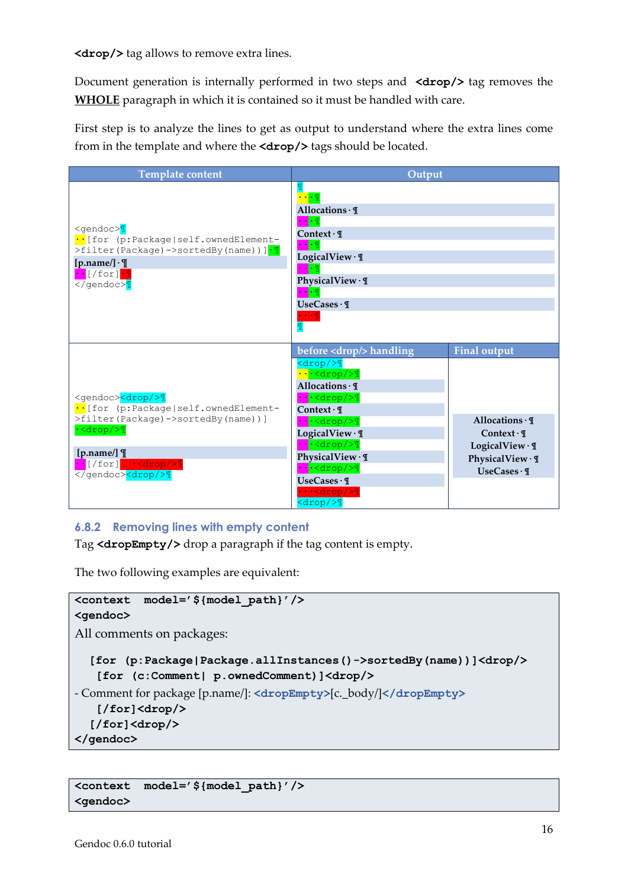**<drop/>** tag allows to remove extra lines.

Document generation is internally performed in two steps and **<drop/>** tag removes the **WHOLE** paragraph in which it is contained so it must be handled with care.

First step is to analyze the lines to get as output to understand where the extra lines come from in the template and where the **<drop/>** tags should be located.

| Template content | Output | |
|---|---|---|
| <gendoc>¶<br>··[for (p:Package\|self.ownedElement->filter(Package)->sortedBy(name))]·¶<br>**[p.name/]·¶**<br>··[/for]·¶<br></gendoc>¶ | ¶<br>··¶<br>**Allocations·¶**<br>···¶<br>**Context·¶**<br>···¶<br>**LogicalView·¶**<br>···¶<br>**PhysicalView·¶**<br>···¶<br>**UseCases·¶**<br>···¶<br>¶ | |
| | **before <drop/> handling** | **Final output** |
| <gendoc><drop/>¶<br>··[for (p:Package\|self.ownedElement->filter(Package)->sortedBy(name))]<br>·<drop/>¶<br>**[p.name/]¶**<br>··[/for]··<drop/>¶<br></gendoc><drop/>¶ | <drop/>¶<br>···<drop/>¶<br>**Allocations·¶**<br>···<drop/>¶<br>**Context·¶**<br>···<drop/>¶<br>**LogicalView·¶**<br>···<drop/>¶<br>**PhysicalView·¶**<br>···<drop/>¶<br>**UseCases·¶**<br>···<drop/>¶<br><drop/>¶ | **Allocations·¶**<br>**Context·¶**<br>**LogicalView·¶**<br>**PhysicalView·¶**<br>**UseCases·¶** |

### 6.8.2 Removing lines with empty content

Tag **<dropEmpty/>** drop a paragraph if the tag content is empty.

The two following examples are equivalent:

```
<context model='${model_path}'/>
<gendoc>
All comments on packages:

  [for (p:Package|Package.allInstances()->sortedBy(name))]<drop/>
   [for (c:Comment| p.ownedComment)]<drop/>
- Comment for package [p.name/]: <dropEmpty>[c._body/]</dropEmpty>
   [/for]<drop/>
  [/for]<drop/>
</gendoc>
```

```
<context model='${model_path}'/>
<gendoc>
```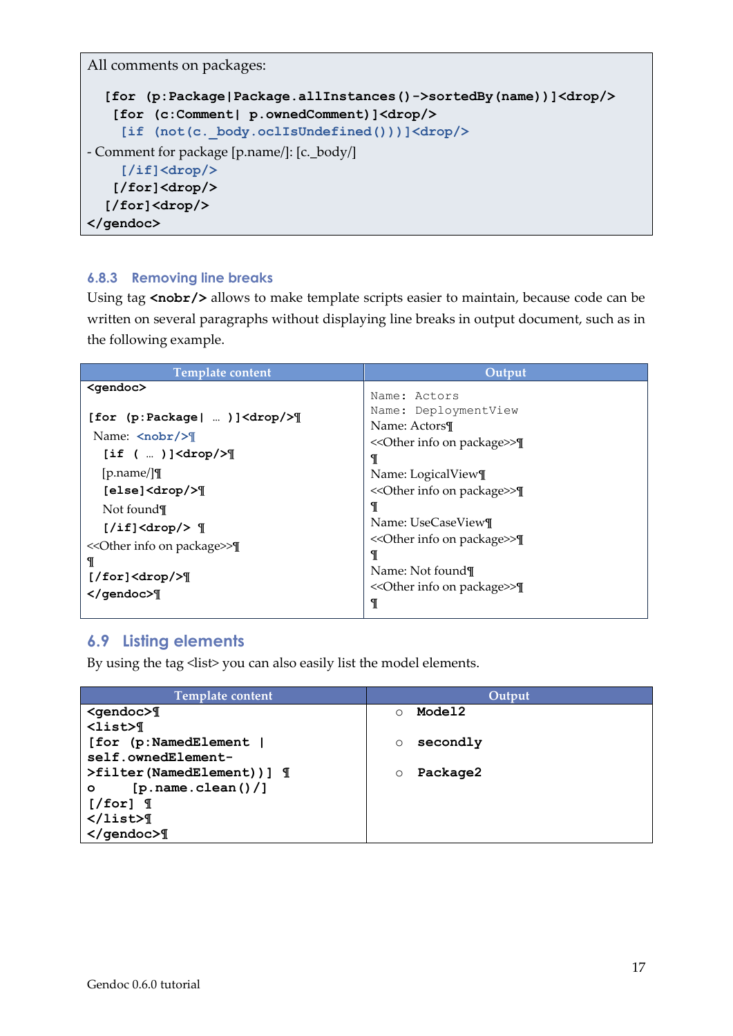```
All comments on packages:

  [for (p:Package|Package.allInstances()->sortedBy(name))]<drop/>
   [for (c:Comment| p.ownedComment)]<drop/>
    [if (not(c._body.oclIsUndefined()))]<drop/>
- Comment for package [p.name/]: [c._body/]
    [/if]<drop/>
   [/for]<drop/>
  [/for]<drop/>
</gendoc>
```

### 6.8.3 Removing line breaks

Using tag **<nobr/>** allows to make template scripts easier to maintain, because code can be written on several paragraphs without displaying line breaks in output document, such as in the following example.

| Template content | Output |
|---|---|
| <gendoc><br><br>[for (p:Package\| … )]<drop/>¶<br>Name: <nobr/>¶<br>[if ( … )]<drop/>¶<br>[p.name/]¶<br>[else]<drop/>¶<br>Not found¶<br>[/if]<drop/> ¶<br><<Other info on package>>¶<br>¶<br>[/for]<drop/>¶<br></gendoc>¶ | Name: Actors<br>Name: DeploymentView<br>Name: Actors¶<br><<Other info on package>>¶<br>¶<br>Name: LogicalView¶<br><<Other info on package>>¶<br>¶<br>Name: UseCaseView¶<br><<Other info on package>>¶<br>¶<br>Name: Not found¶<br><<Other info on package>>¶<br>¶ |

## 6.9 Listing elements

By using the tag <list> you can also easily list the model elements.

| Template content | Output |
|---|---|
| <gendoc>¶<br><list>¶<br>[for (p:NamedElement \| self.ownedElement->filter(NamedElement))] ¶<br>o [p.name.clean()/]<br>[/for] ¶<br></list>¶<br></gendoc>¶ | ○ Model2<br><br>○ secondly<br><br>○ Package2 |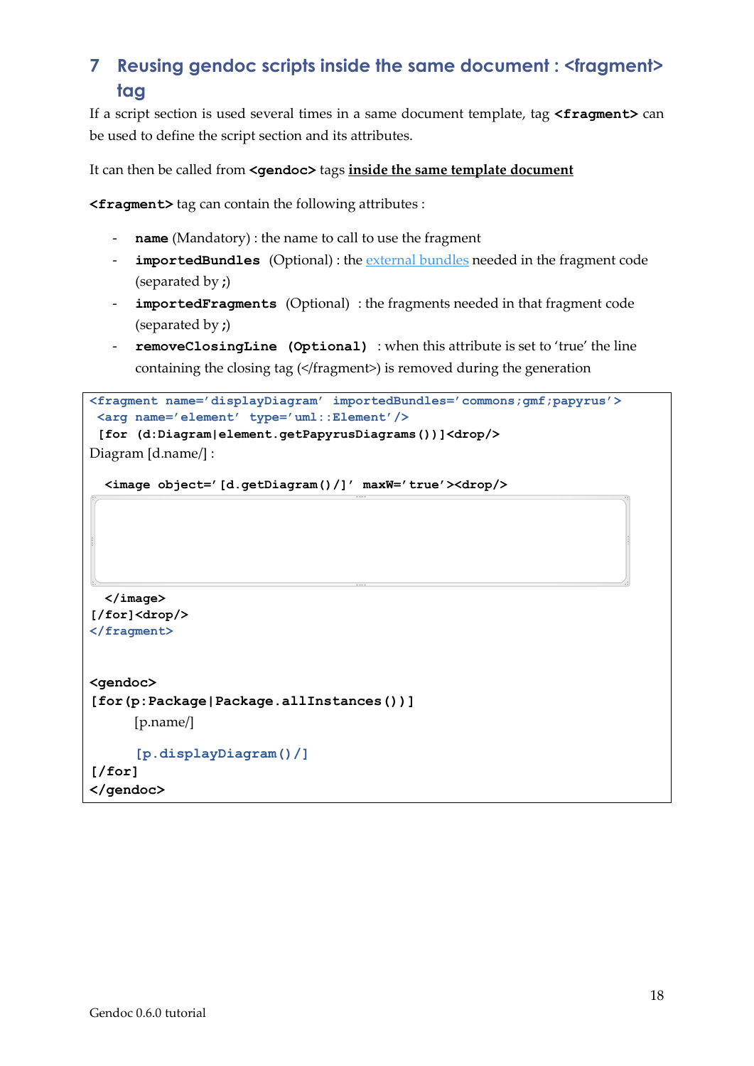# 7 Reusing gendoc scripts inside the same document : <fragment> tag

If a script section is used several times in a same document template, tag **<fragment>** can be used to define the script section and its attributes.

It can then be called from **<gendoc>** tags **inside the same template document**

**<fragment>** tag can contain the following attributes :

- **name** (Mandatory) : the name to call to use the fragment
- **importedBundles** (Optional) : the external bundles needed in the fragment code (separated by **;**)
- **importedFragments** (Optional) : the fragments needed in that fragment code (separated by **;**)
- **removeClosingLine (Optional)** : when this attribute is set to 'true' the line containing the closing tag (</fragment>) is removed during the generation

```
<fragment name='displayDiagram' importedBundles='commons;gmf;papyrus'>
 <arg name='element' type='uml::Element'/>
 [for (d:Diagram|element.getPapyrusDiagrams())]<drop/>
Diagram [d.name/] :

  <image object='[d.getDiagram()/]' maxW='true'><drop/>

  </image>
[/for]<drop/>
</fragment>


<gendoc>
[for(p:Package|Package.allInstances())]
        [p.name/]

        [p.displayDiagram()/]
[/for]
</gendoc>
```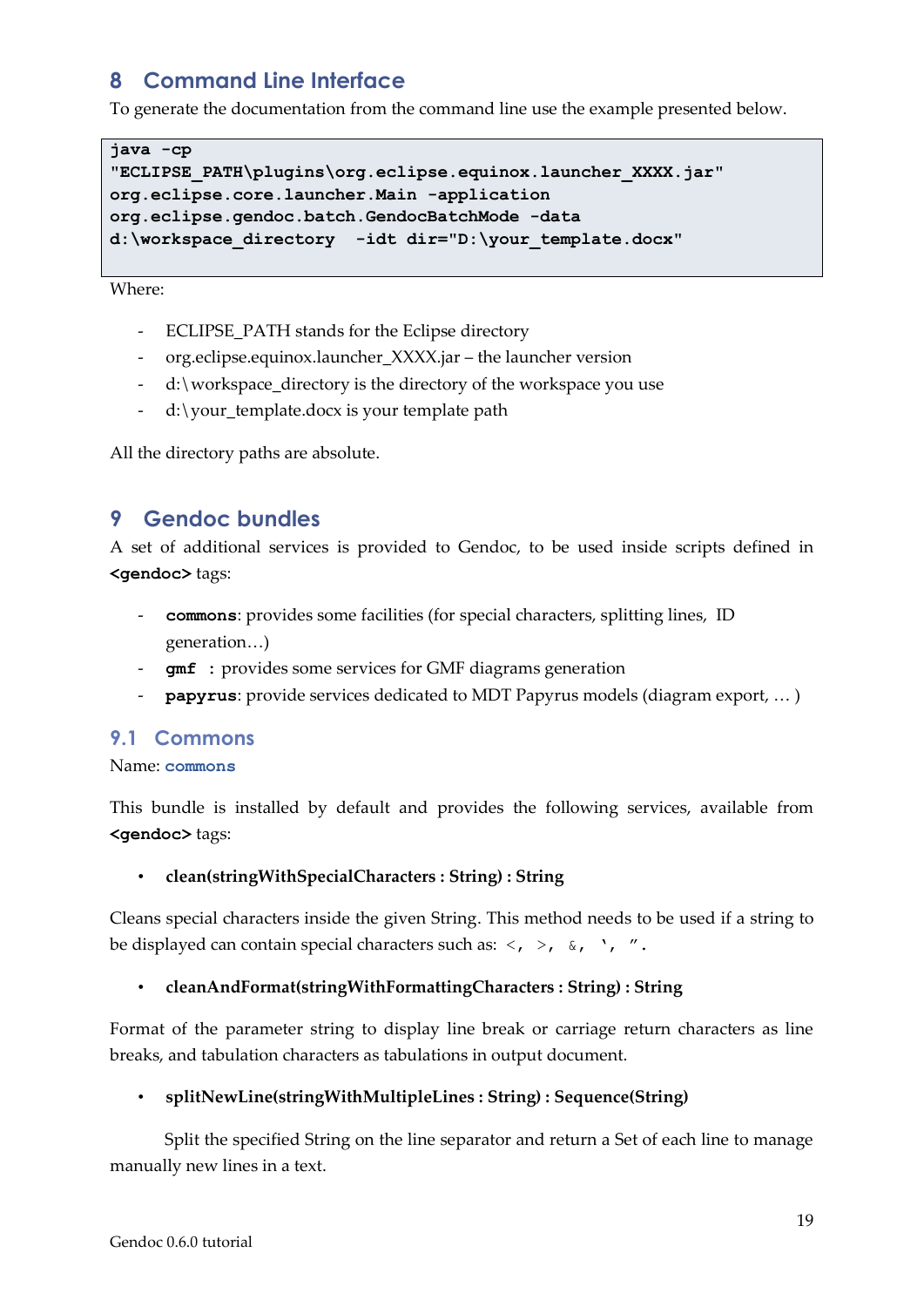# 8 Command Line Interface

To generate the documentation from the command line use the example presented below.

```
java -cp
"ECLIPSE_PATH\plugins\org.eclipse.equinox.launcher_XXXX.jar"
org.eclipse.core.launcher.Main -application
org.eclipse.gendoc.batch.GendocBatchMode -data
d:\workspace_directory  -idt dir="D:\your_template.docx"
```

Where:

- ECLIPSE_PATH stands for the Eclipse directory
- org.eclipse.equinox.launcher_XXXX.jar – the launcher version
- d:\workspace_directory is the directory of the workspace you use
- d:\your_template.docx is your template path

All the directory paths are absolute.

# 9 Gendoc bundles

A set of additional services is provided to Gendoc, to be used inside scripts defined in **<gendoc>** tags:

- **commons**: provides some facilities (for special characters, splitting lines, ID generation…)
- **gmf :** provides some services for GMF diagrams generation
- **papyrus**: provide services dedicated to MDT Papyrus models (diagram export, … )

## 9.1 Commons

Name: **commons**

This bundle is installed by default and provides the following services, available from **<gendoc>** tags:

- **clean(stringWithSpecialCharacters : String) : String**

Cleans special characters inside the given String. This method needs to be used if a string to be displayed can contain special characters such as: <, >, &, ‘, ”.

- **cleanAndFormat(stringWithFormattingCharacters : String) : String**

Format of the parameter string to display line break or carriage return characters as line breaks, and tabulation characters as tabulations in output document.

- **splitNewLine(stringWithMultipleLines : String) : Sequence(String)**

Split the specified String on the line separator and return a Set of each line to manage manually new lines in a text.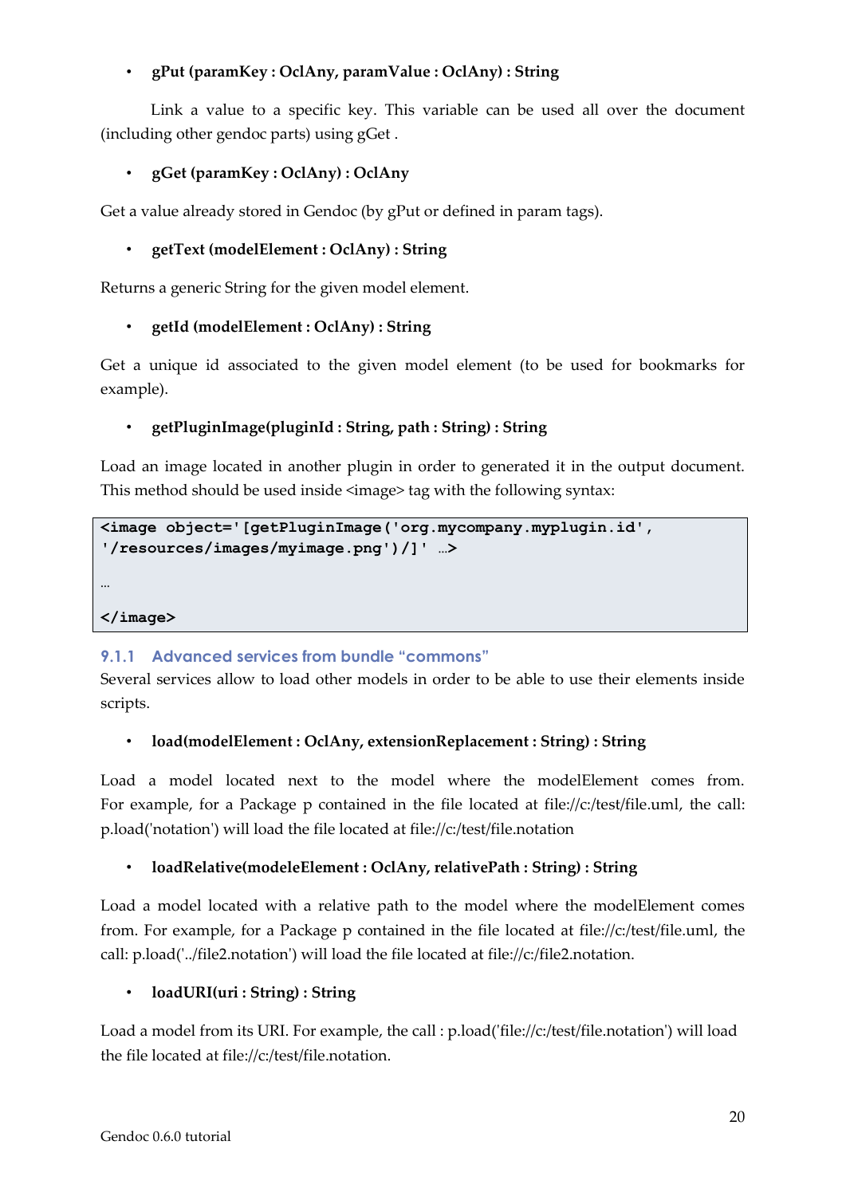- **gPut (paramKey : OclAny, paramValue : OclAny) : String**

Link a value to a specific key. This variable can be used all over the document (including other gendoc parts) using gGet .

- **gGet (paramKey : OclAny) : OclAny**

Get a value already stored in Gendoc (by gPut or defined in param tags).

- **getText (modelElement : OclAny) : String**

Returns a generic String for the given model element.

- **getId (modelElement : OclAny) : String**

Get a unique id associated to the given model element (to be used for bookmarks for example).

- **getPluginImage(pluginId : String, path : String) : String**

Load an image located in another plugin in order to generated it in the output document. This method should be used inside <image> tag with the following syntax:

```
<image object='[getPluginImage('org.mycompany.myplugin.id',
'/resources/images/myimage.png')/]' …>

…

</image>
```

### 9.1.1 Advanced services from bundle "commons"

Several services allow to load other models in order to be able to use their elements inside scripts.

- **load(modelElement : OclAny, extensionReplacement : String) : String**

Load a model located next to the model where the modelElement comes from. For example, for a Package p contained in the file located at file://c:/test/file.uml, the call: p.load('notation') will load the file located at file://c:/test/file.notation

- **loadRelative(modeleElement : OclAny, relativePath : String) : String**

Load a model located with a relative path to the model where the modelElement comes from. For example, for a Package p contained in the file located at file://c:/test/file.uml, the call: p.load('../file2.notation') will load the file located at file://c:/file2.notation.

- **loadURI(uri : String) : String**

Load a model from its URI. For example, the call : p.load('file://c:/test/file.notation') will load the file located at file://c:/test/file.notation.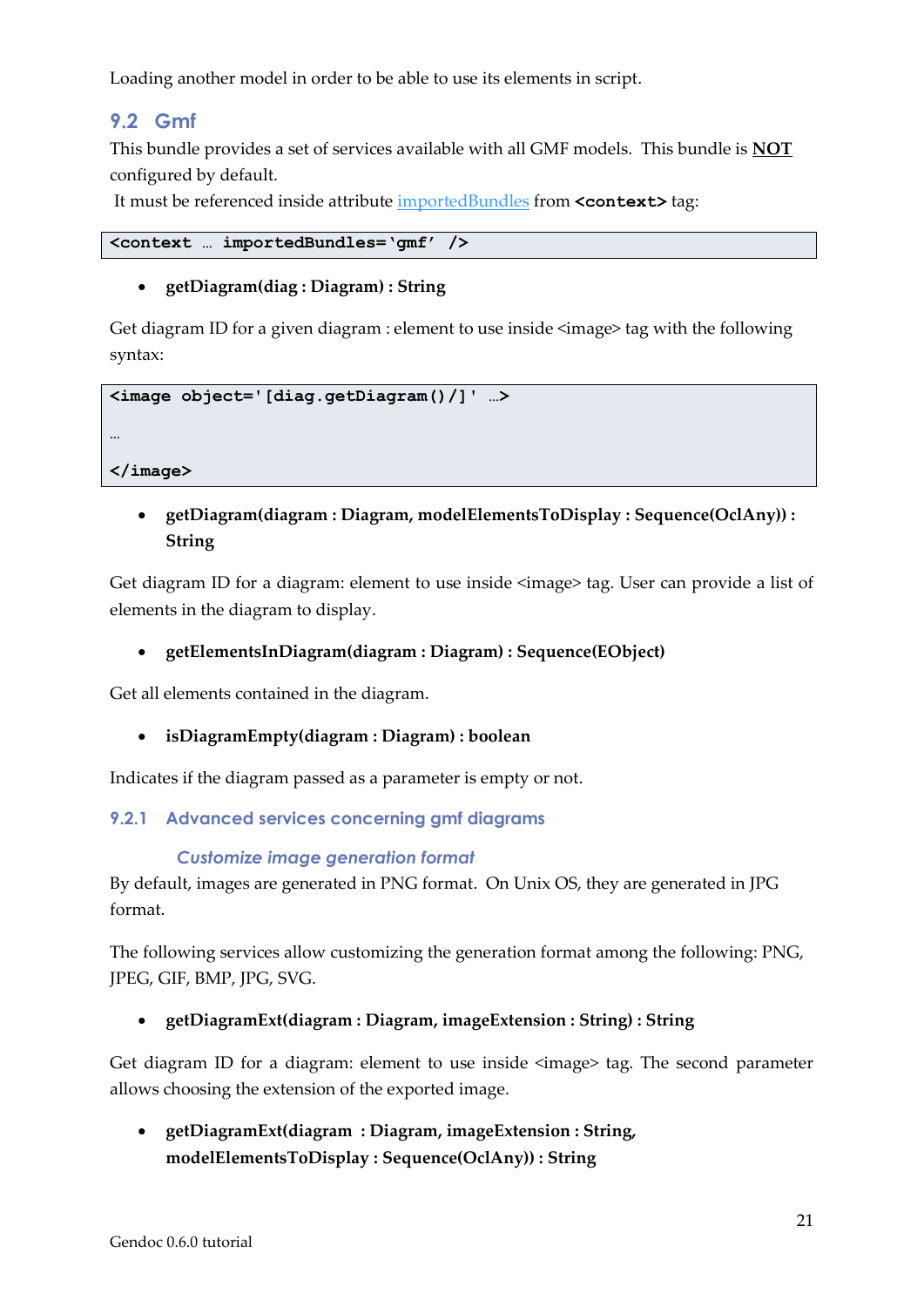Loading another model in order to be able to use its elements in script.

## 9.2 Gmf

This bundle provides a set of services available with all GMF models. This bundle is **NOT** configured by default.

It must be referenced inside attribute importedBundles from **<context>** tag:

```
<context … importedBundles='gmf' />
```

- **getDiagram(diag : Diagram) : String**

Get diagram ID for a given diagram : element to use inside <image> tag with the following syntax:

```
<image object='[diag.getDiagram()/]' …>

…

</image>
```

- **getDiagram(diagram : Diagram, modelElementsToDisplay : Sequence(OclAny)) : String**

Get diagram ID for a diagram: element to use inside <image> tag. User can provide a list of elements in the diagram to display.

- **getElementsInDiagram(diagram : Diagram) : Sequence(EObject)**

Get all elements contained in the diagram.

- **isDiagramEmpty(diagram : Diagram) : boolean**

Indicates if the diagram passed as a parameter is empty or not.

### 9.2.1 Advanced services concerning gmf diagrams

#### *Customize image generation format*

By default, images are generated in PNG format. On Unix OS, they are generated in JPG format.

The following services allow customizing the generation format among the following: PNG, JPEG, GIF, BMP, JPG, SVG.

- **getDiagramExt(diagram : Diagram, imageExtension : String) : String**

Get diagram ID for a diagram: element to use inside <image> tag. The second parameter allows choosing the extension of the exported image.

- **getDiagramExt(diagram : Diagram, imageExtension : String, modelElementsToDisplay : Sequence(OclAny)) : String**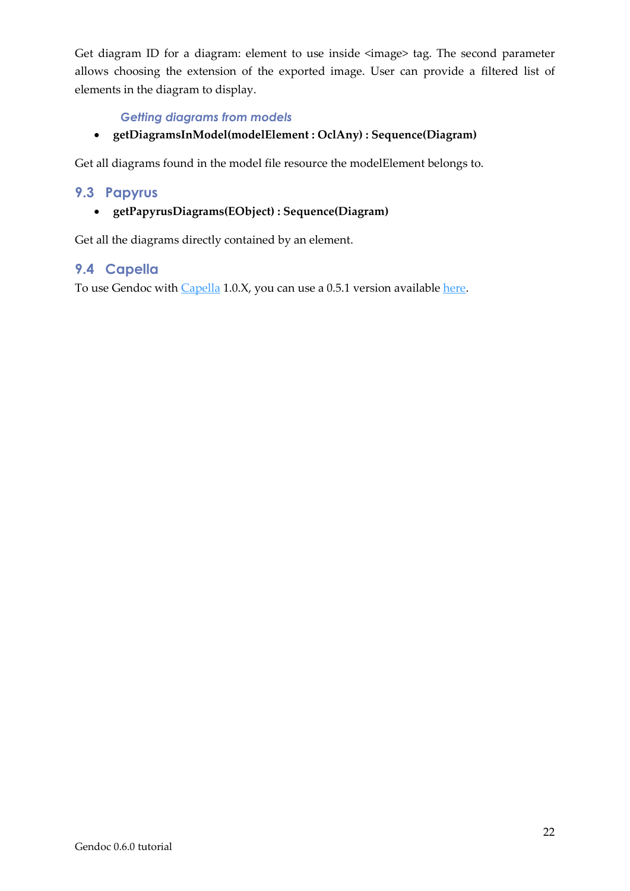Get diagram ID for a diagram: element to use inside <image> tag. The second parameter allows choosing the extension of the exported image. User can provide a filtered list of elements in the diagram to display.

#### *Getting diagrams from models*

- **getDiagramsInModel(modelElement : OclAny) : Sequence(Diagram)**

Get all diagrams found in the model file resource the modelElement belongs to.

## 9.3 Papyrus

- **getPapyrusDiagrams(EObject) : Sequence(Diagram)**

Get all the diagrams directly contained by an element.

## 9.4 Capella

To use Gendoc with Capella 1.0.X, you can use a 0.5.1 version available here.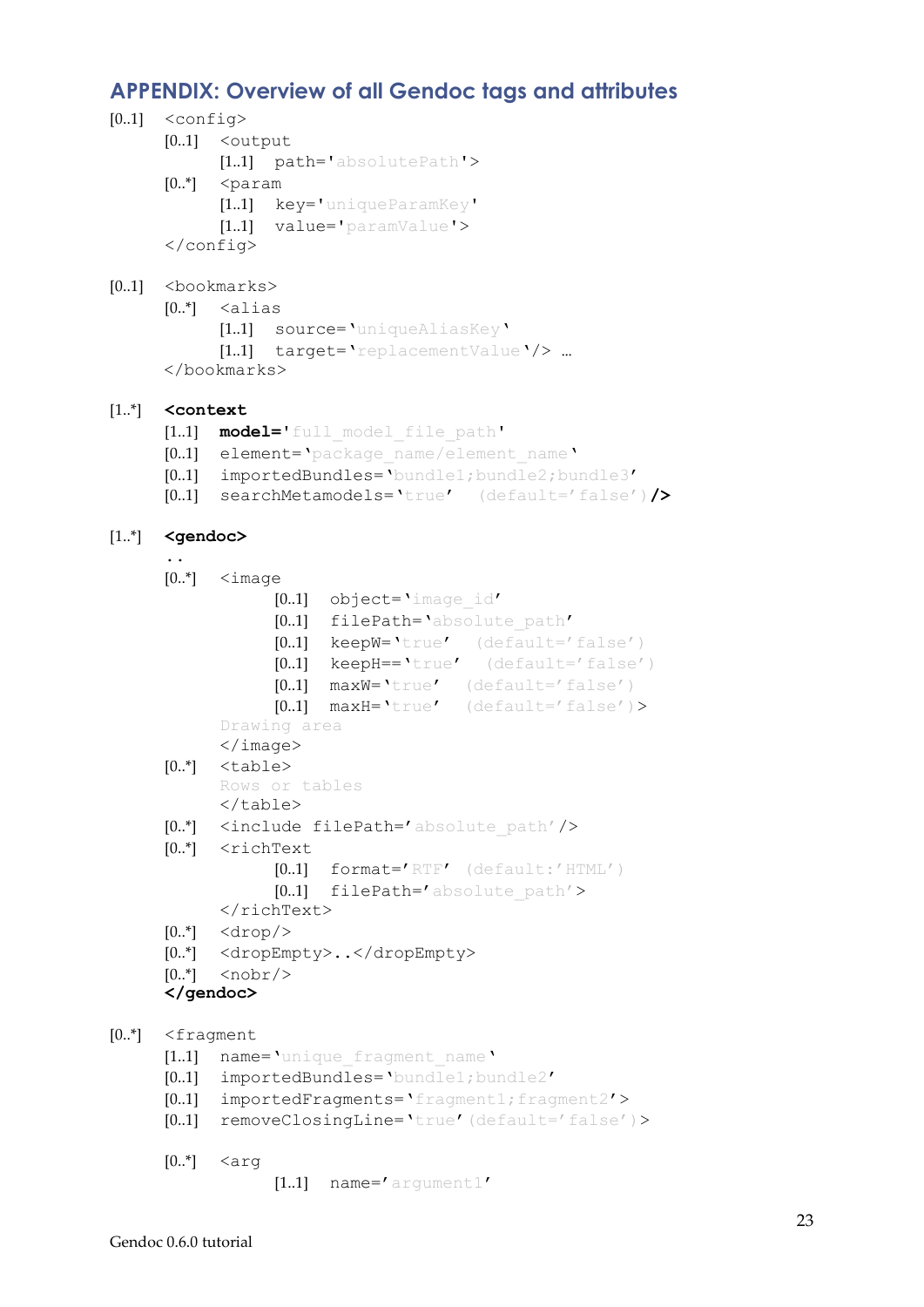## APPENDIX: Overview of all Gendoc tags and attributes

```
[0..1]  <config>
        [0..1]  <output
                [1..1]  path='absolutePath'>
        [0..*]  <param
                [1..1]  key='uniqueParamKey'
                [1..1]  value='paramValue'>
        </config>

[0..1]  <bookmarks>
        [0..*]  <alias
                [1..1]  source='uniqueAliasKey'
                [1..1]  target='replacementValue'/> …
        </bookmarks>

[1..*]  <context
        [1..1]  model='full_model_file_path'
        [0..1]  element='package_name/element_name'
        [0..1]  importedBundles='bundle1;bundle2;bundle3'
        [0..1]  searchMetamodels='true'   (default='false')/>

[1..*]  <gendoc>
        ..
        [0..*]  <image
                        [0..1]  object='image_id'
                        [0..1]  filePath='absolute_path'
                        [0..1]  keepW='true'   (default='false')
                        [0..1]  keepH=='true'   (default='false')
                        [0..1]  maxW='true'   (default='false')
                        [0..1]  maxH='true'   (default='false')>
                Drawing area
                </image>
        [0..*]  <table>
                Rows or tables
                </table>
        [0..*]  <include filePath='absolute_path'/>
        [0..*]  <richText
                        [0..1]  format='RTF'  (default:'HTML')
                        [0..1]  filePath='absolute_path'>
                </richText>
        [0..*]  <drop/>
        [0..*]  <dropEmpty>..</dropEmpty>
        [0..*]  <nobr/>
        </gendoc>

[0..*]  <fragment
        [1..1]  name='unique_fragment_name'
        [0..1]  importedBundles='bundle1;bundle2'
        [0..1]  importedFragments='fragment1;fragment2'>
        [0..1]  removeClosingLine='true'(default='false')>

        [0..*]  <arg
                        [1..1]  name='argument1'
```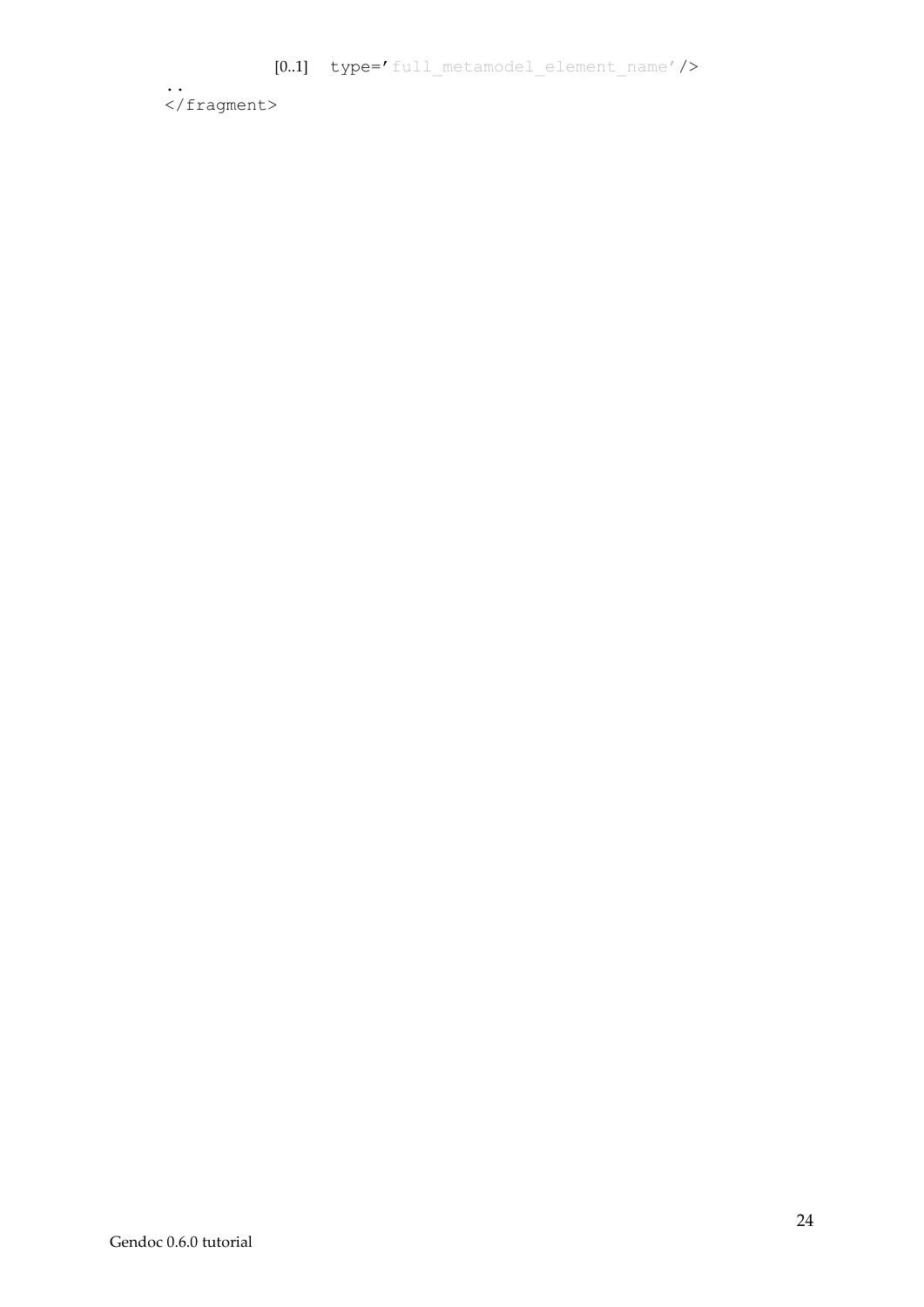```
            [0..1]    type='full_metamodel_element_name'/>
..
</fragment>
```